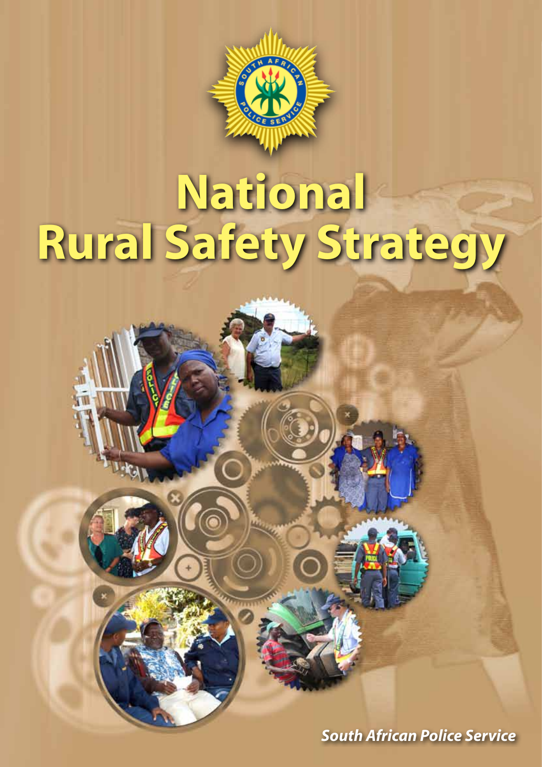# National Rural Safety Strategy

*South African Police Service*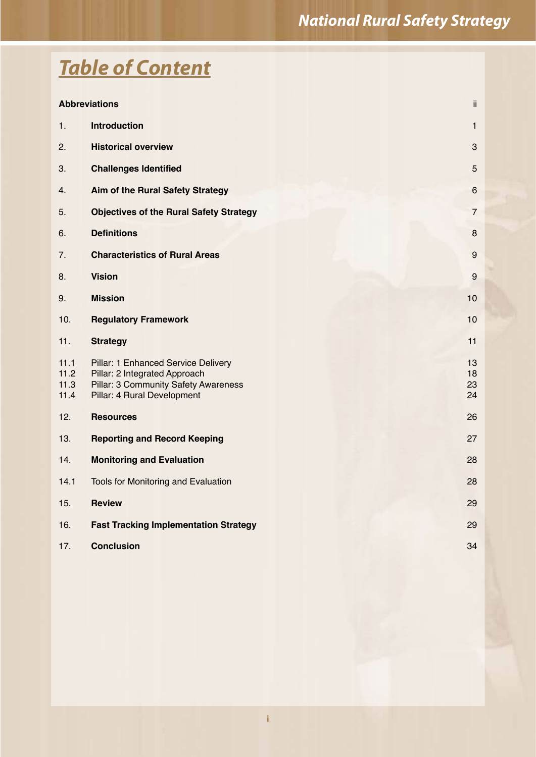# Table of Content

| | | |
|---|---|---|
| **Abbreviations** | | ii |
| 1. | **Introduction** | 1 |
| 2. | **Historical overview** | 3 |
| 3. | **Challenges Identified** | 5 |
| 4. | **Aim of the Rural Safety Strategy** | 6 |
| 5. | **Objectives of the Rural Safety Strategy** | 7 |
| 6. | **Definitions** | 8 |
| 7. | **Characteristics of Rural Areas** | 9 |
| 8. | **Vision** | 9 |
| 9. | **Mission** | 10 |
| 10. | **Regulatory Framework** | 10 |
| 11. | **Strategy** | 11 |
| 11.1 | Pillar: 1 Enhanced Service Delivery | 13 |
| 11.2 | Pillar: 2 Integrated Approach | 18 |
| 11.3 | Pillar: 3 Community Safety Awareness | 23 |
| 11.4 | Pillar: 4 Rural Development | 24 |
| 12. | **Resources** | 26 |
| 13. | **Reporting and Record Keeping** | 27 |
| 14. | **Monitoring and Evaluation** | 28 |
| 14.1 | Tools for Monitoring and Evaluation | 28 |
| 15. | **Review** | 29 |
| 16. | **Fast Tracking Implementation Strategy** | 29 |
| 17. | **Conclusion** | 34 |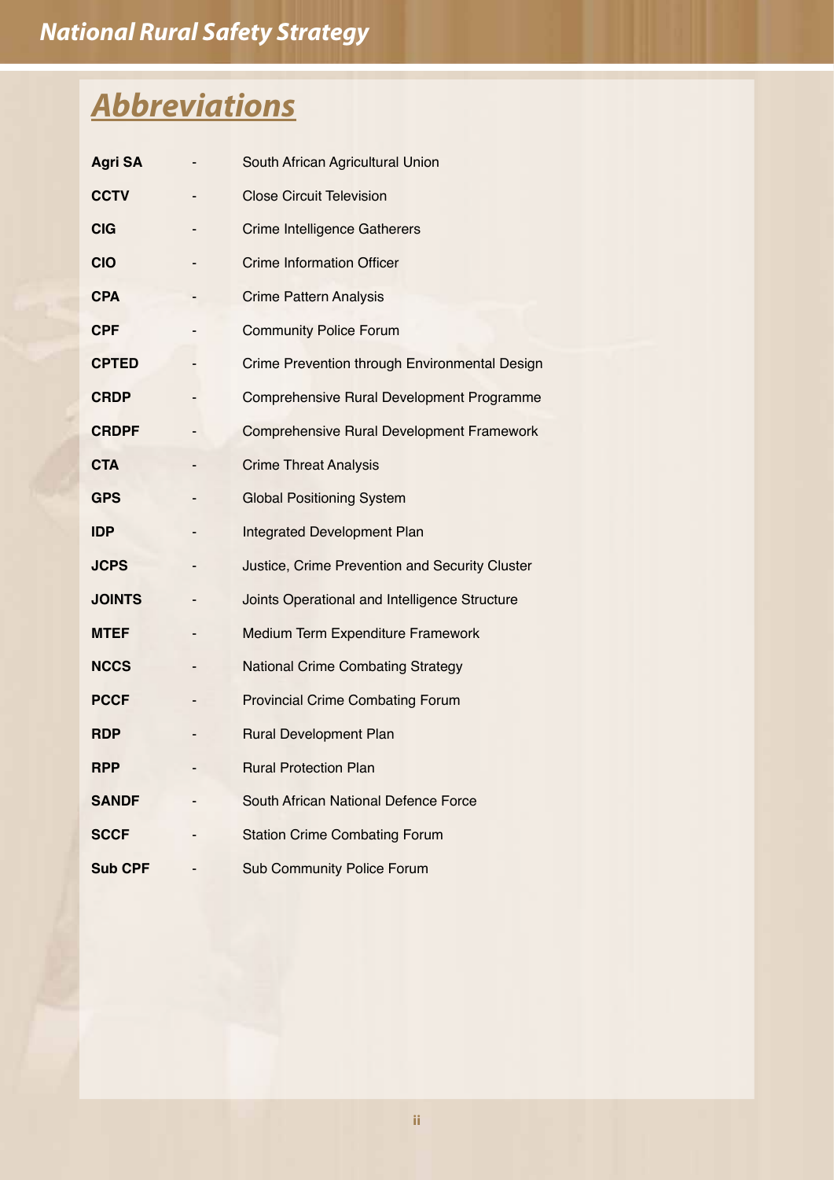# Abbreviations

| | | |
|---|---|---|
| **Agri SA** | - | South African Agricultural Union |
| **CCTV** | - | Close Circuit Television |
| **CIG** | - | Crime Intelligence Gatherers |
| **CIO** | - | Crime Information Officer |
| **CPA** | - | Crime Pattern Analysis |
| **CPF** | - | Community Police Forum |
| **CPTED** | - | Crime Prevention through Environmental Design |
| **CRDP** | - | Comprehensive Rural Development Programme |
| **CRDPF** | - | Comprehensive Rural Development Framework |
| **CTA** | - | Crime Threat Analysis |
| **GPS** | - | Global Positioning System |
| **IDP** | - | Integrated Development Plan |
| **JCPS** | - | Justice, Crime Prevention and Security Cluster |
| **JOINTS** | - | Joints Operational and Intelligence Structure |
| **MTEF** | - | Medium Term Expenditure Framework |
| **NCCS** | - | National Crime Combating Strategy |
| **PCCF** | - | Provincial Crime Combating Forum |
| **RDP** | - | Rural Development Plan |
| **RPP** | - | Rural Protection Plan |
| **SANDF** | - | South African National Defence Force |
| **SCCF** | - | Station Crime Combating Forum |
| **Sub CPF** | - | Sub Community Police Forum |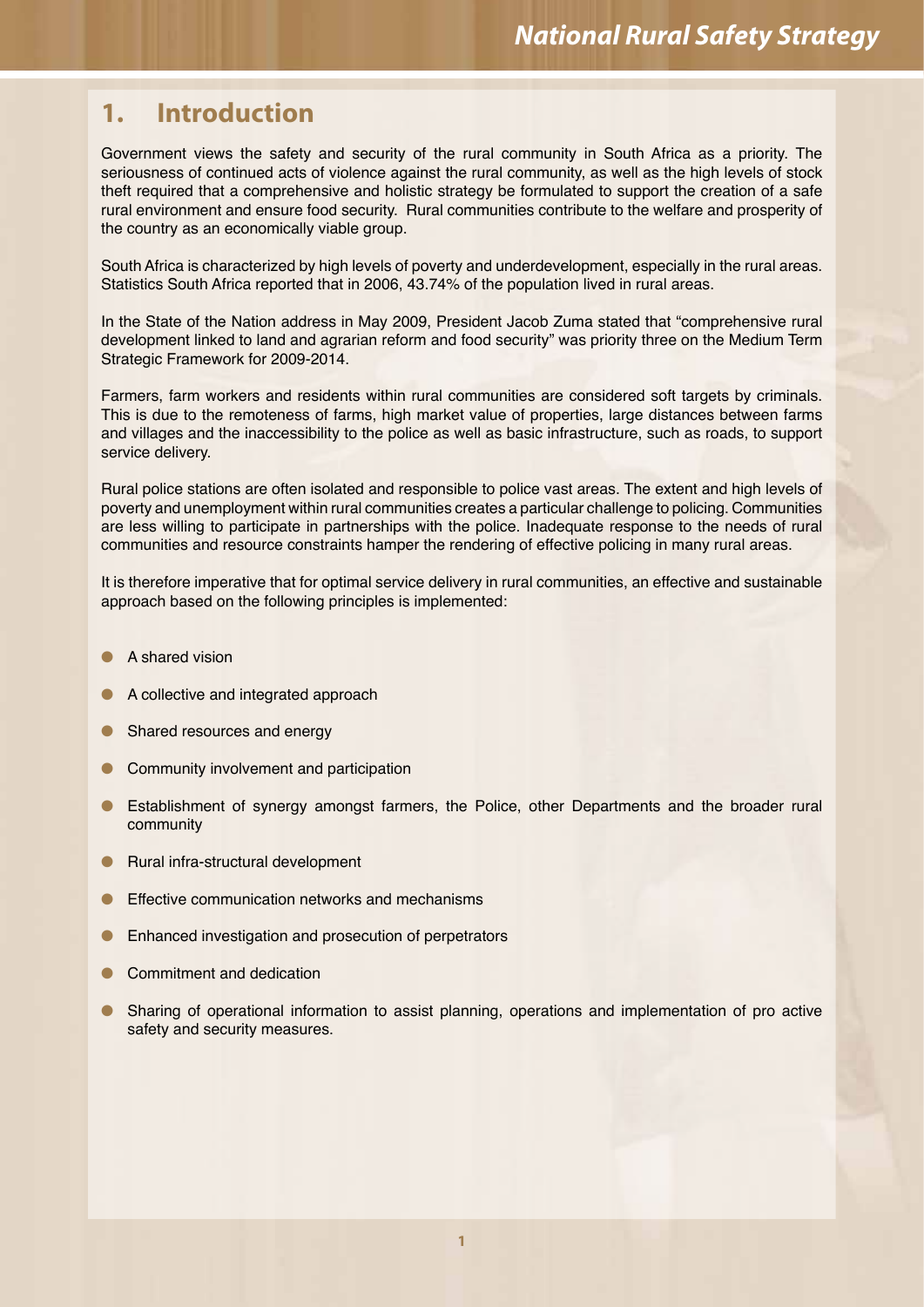# 1. Introduction

Government views the safety and security of the rural community in South Africa as a priority. The seriousness of continued acts of violence against the rural community, as well as the high levels of stock theft required that a comprehensive and holistic strategy be formulated to support the creation of a safe rural environment and ensure food security. Rural communities contribute to the welfare and prosperity of the country as an economically viable group.

South Africa is characterized by high levels of poverty and underdevelopment, especially in the rural areas. Statistics South Africa reported that in 2006, 43.74% of the population lived in rural areas.

In the State of the Nation address in May 2009, President Jacob Zuma stated that "comprehensive rural development linked to land and agrarian reform and food security" was priority three on the Medium Term Strategic Framework for 2009-2014.

Farmers, farm workers and residents within rural communities are considered soft targets by criminals. This is due to the remoteness of farms, high market value of properties, large distances between farms and villages and the inaccessibility to the police as well as basic infrastructure, such as roads, to support service delivery.

Rural police stations are often isolated and responsible to police vast areas. The extent and high levels of poverty and unemployment within rural communities creates a particular challenge to policing. Communities are less willing to participate in partnerships with the police. Inadequate response to the needs of rural communities and resource constraints hamper the rendering of effective policing in many rural areas.

It is therefore imperative that for optimal service delivery in rural communities, an effective and sustainable approach based on the following principles is implemented:

- A shared vision
- A collective and integrated approach
- Shared resources and energy
- Community involvement and participation
- Establishment of synergy amongst farmers, the Police, other Departments and the broader rural community
- Rural infra-structural development
- Effective communication networks and mechanisms
- Enhanced investigation and prosecution of perpetrators
- Commitment and dedication
- Sharing of operational information to assist planning, operations and implementation of pro active safety and security measures.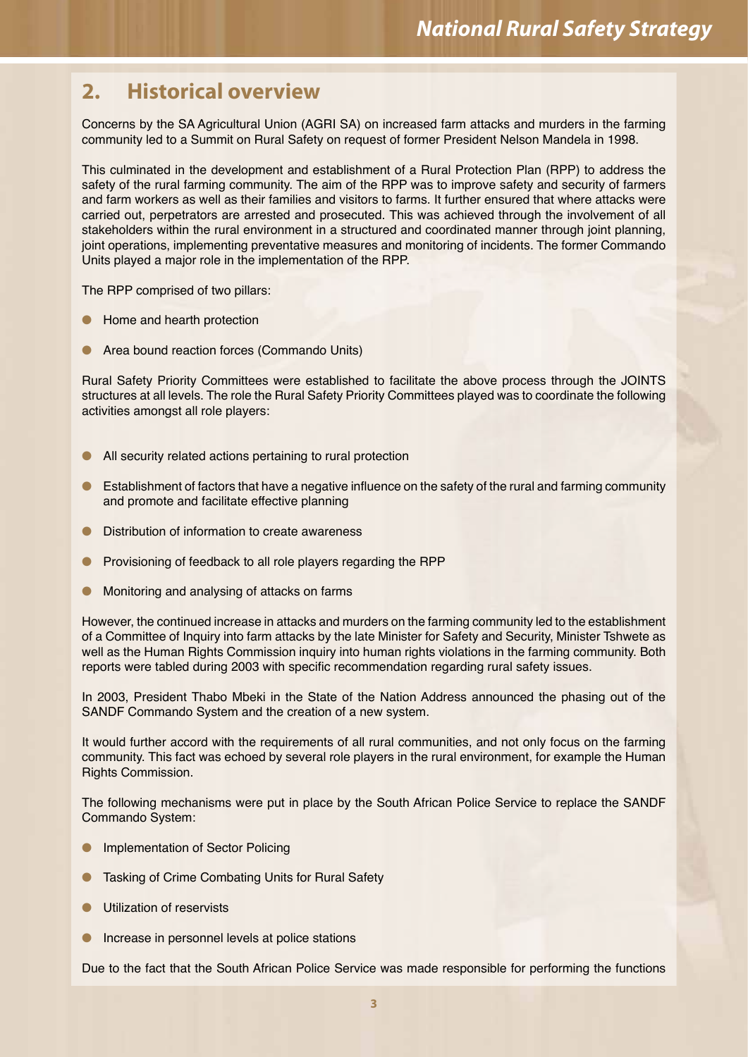## 2. Historical overview

Concerns by the SA Agricultural Union (AGRI SA) on increased farm attacks and murders in the farming community led to a Summit on Rural Safety on request of former President Nelson Mandela in 1998.

This culminated in the development and establishment of a Rural Protection Plan (RPP) to address the safety of the rural farming community. The aim of the RPP was to improve safety and security of farmers and farm workers as well as their families and visitors to farms. It further ensured that where attacks were carried out, perpetrators are arrested and prosecuted. This was achieved through the involvement of all stakeholders within the rural environment in a structured and coordinated manner through joint planning, joint operations, implementing preventative measures and monitoring of incidents. The former Commando Units played a major role in the implementation of the RPP.

The RPP comprised of two pillars:

- Home and hearth protection
- Area bound reaction forces (Commando Units)

Rural Safety Priority Committees were established to facilitate the above process through the JOINTS structures at all levels. The role the Rural Safety Priority Committees played was to coordinate the following activities amongst all role players:

- All security related actions pertaining to rural protection
- Establishment of factors that have a negative influence on the safety of the rural and farming community and promote and facilitate effective planning
- Distribution of information to create awareness
- Provisioning of feedback to all role players regarding the RPP
- Monitoring and analysing of attacks on farms

However, the continued increase in attacks and murders on the farming community led to the establishment of a Committee of Inquiry into farm attacks by the late Minister for Safety and Security, Minister Tshwete as well as the Human Rights Commission inquiry into human rights violations in the farming community. Both reports were tabled during 2003 with specific recommendation regarding rural safety issues.

In 2003, President Thabo Mbeki in the State of the Nation Address announced the phasing out of the SANDF Commando System and the creation of a new system.

It would further accord with the requirements of all rural communities, and not only focus on the farming community. This fact was echoed by several role players in the rural environment, for example the Human Rights Commission.

The following mechanisms were put in place by the South African Police Service to replace the SANDF Commando System:

- Implementation of Sector Policing
- Tasking of Crime Combating Units for Rural Safety
- Utilization of reservists
- Increase in personnel levels at police stations

Due to the fact that the South African Police Service was made responsible for performing the functions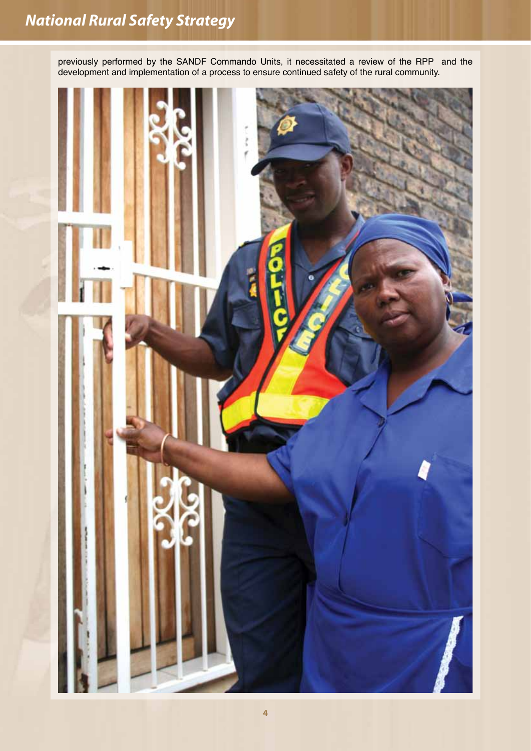previously performed by the SANDF Commando Units, it necessitated a review of the RPP and the development and implementation of a process to ensure continued safety of the rural community.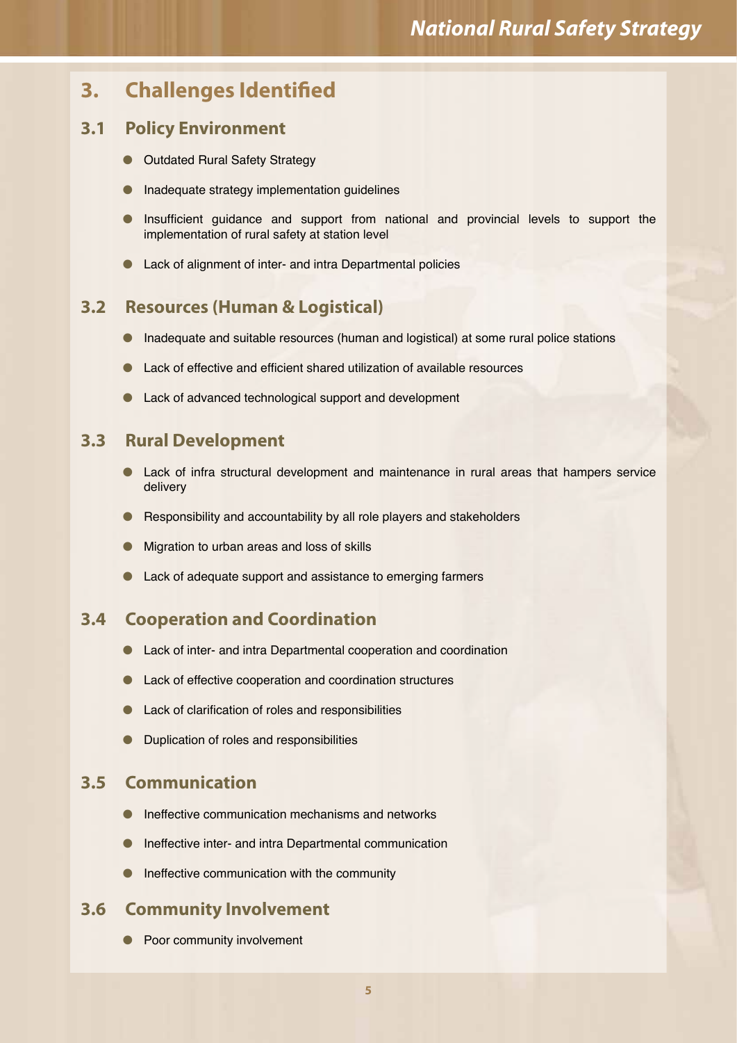## 3. Challenges Identified

### 3.1 Policy Environment

- Outdated Rural Safety Strategy
- Inadequate strategy implementation guidelines
- Insufficient guidance and support from national and provincial levels to support the implementation of rural safety at station level
- Lack of alignment of inter- and intra Departmental policies

### 3.2 Resources (Human & Logistical)

- Inadequate and suitable resources (human and logistical) at some rural police stations
- Lack of effective and efficient shared utilization of available resources
- Lack of advanced technological support and development

### 3.3 Rural Development

- Lack of infra structural development and maintenance in rural areas that hampers service delivery
- Responsibility and accountability by all role players and stakeholders
- Migration to urban areas and loss of skills
- Lack of adequate support and assistance to emerging farmers

### 3.4 Cooperation and Coordination

- Lack of inter- and intra Departmental cooperation and coordination
- Lack of effective cooperation and coordination structures
- Lack of clarification of roles and responsibilities
- Duplication of roles and responsibilities

### 3.5 Communication

- Ineffective communication mechanisms and networks
- Ineffective inter- and intra Departmental communication
- Ineffective communication with the community

### 3.6 Community Involvement

- Poor community involvement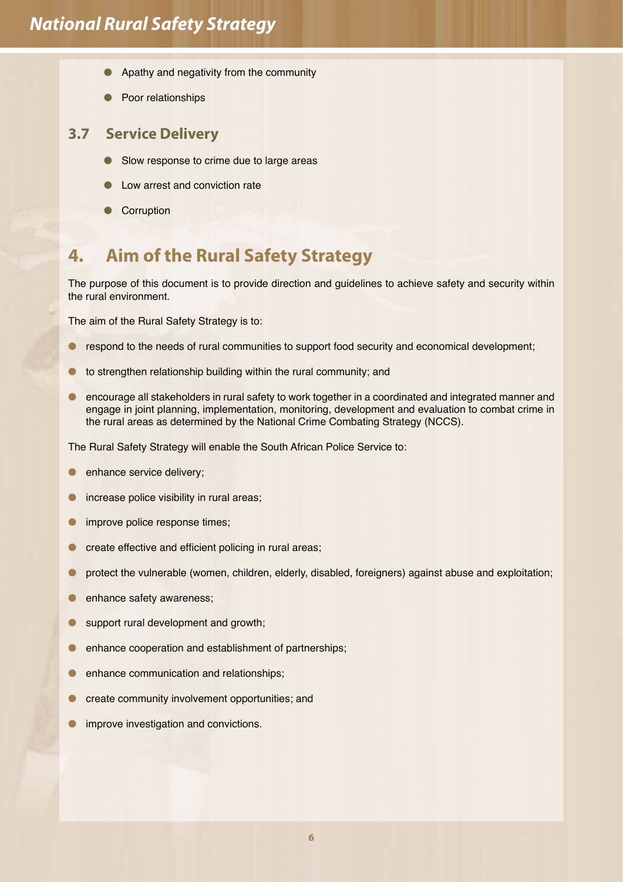- Apathy and negativity from the community
- Poor relationships

### 3.7 Service Delivery

- Slow response to crime due to large areas
- Low arrest and conviction rate
- Corruption

## 4. Aim of the Rural Safety Strategy

The purpose of this document is to provide direction and guidelines to achieve safety and security within the rural environment.

The aim of the Rural Safety Strategy is to:

- respond to the needs of rural communities to support food security and economical development;
- to strengthen relationship building within the rural community; and
- encourage all stakeholders in rural safety to work together in a coordinated and integrated manner and engage in joint planning, implementation, monitoring, development and evaluation to combat crime in the rural areas as determined by the National Crime Combating Strategy (NCCS).

The Rural Safety Strategy will enable the South African Police Service to:

- enhance service delivery;
- increase police visibility in rural areas;
- improve police response times;
- create effective and efficient policing in rural areas;
- protect the vulnerable (women, children, elderly, disabled, foreigners) against abuse and exploitation;
- enhance safety awareness;
- support rural development and growth;
- enhance cooperation and establishment of partnerships;
- enhance communication and relationships;
- create community involvement opportunities; and
- improve investigation and convictions.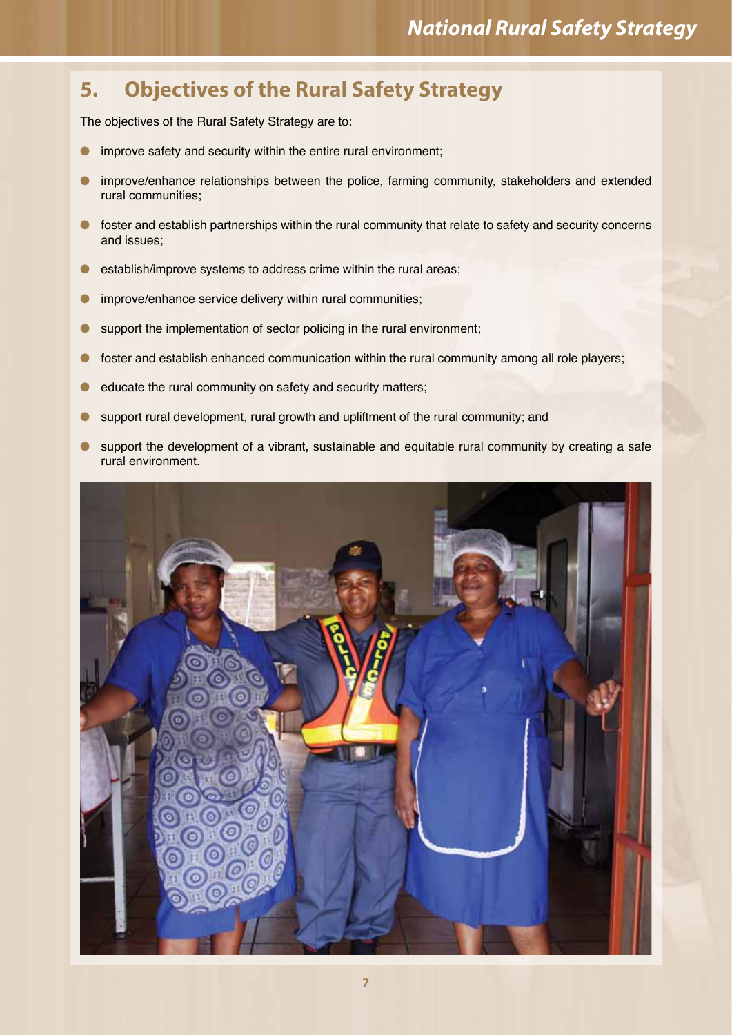## 5. Objectives of the Rural Safety Strategy

The objectives of the Rural Safety Strategy are to:

- improve safety and security within the entire rural environment;
- improve/enhance relationships between the police, farming community, stakeholders and extended rural communities;
- foster and establish partnerships within the rural community that relate to safety and security concerns and issues;
- establish/improve systems to address crime within the rural areas;
- improve/enhance service delivery within rural communities;
- support the implementation of sector policing in the rural environment;
- foster and establish enhanced communication within the rural community among all role players;
- educate the rural community on safety and security matters;
- support rural development, rural growth and upliftment of the rural community; and
- support the development of a vibrant, sustainable and equitable rural community by creating a safe rural environment.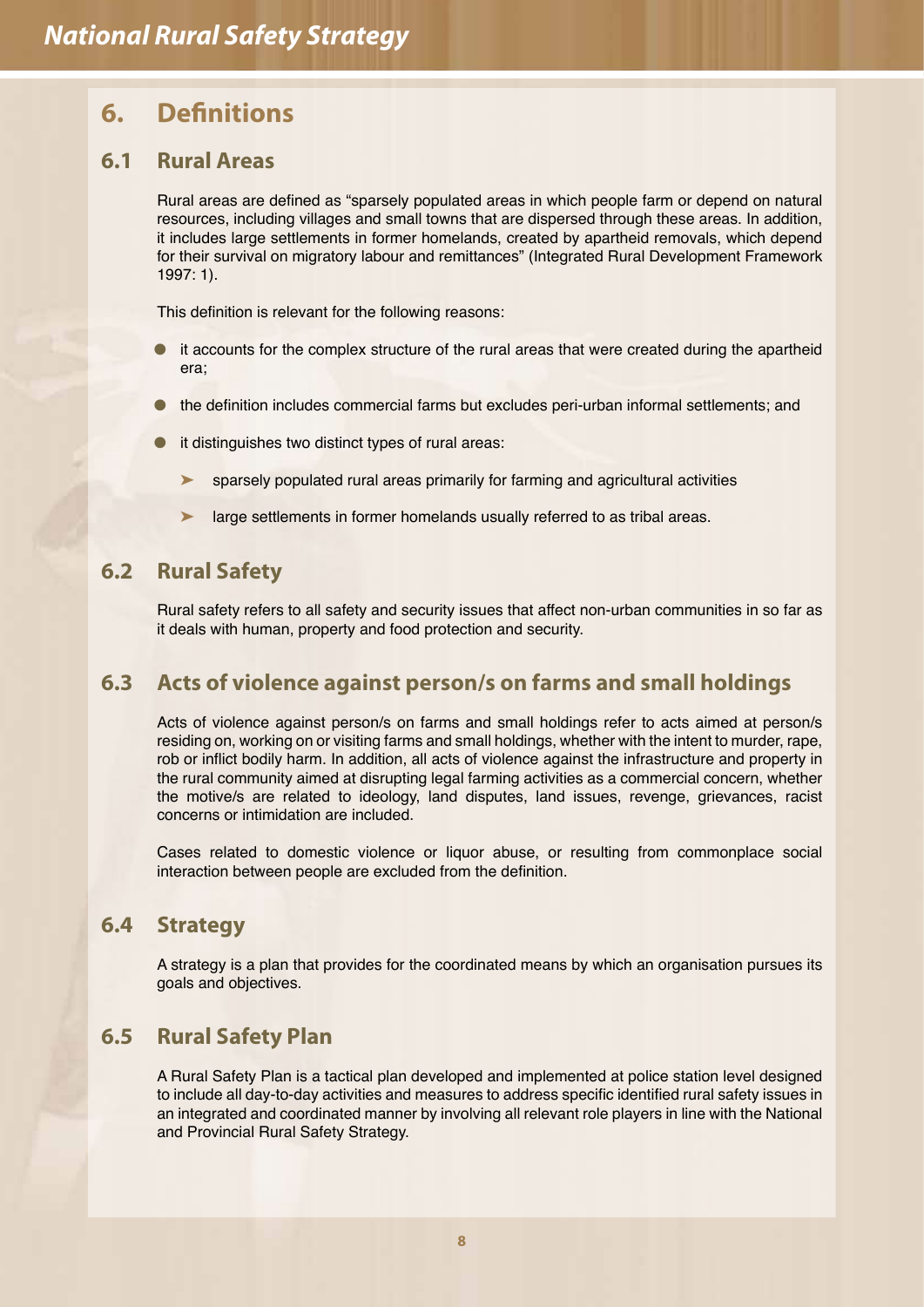# 6. Definitions

## 6.1 Rural Areas

Rural areas are defined as "sparsely populated areas in which people farm or depend on natural resources, including villages and small towns that are dispersed through these areas. In addition, it includes large settlements in former homelands, created by apartheid removals, which depend for their survival on migratory labour and remittances" (Integrated Rural Development Framework 1997: 1).

This definition is relevant for the following reasons:

- it accounts for the complex structure of the rural areas that were created during the apartheid era;
- the definition includes commercial farms but excludes peri-urban informal settlements; and
- it distinguishes two distinct types of rural areas:
  - sparsely populated rural areas primarily for farming and agricultural activities
  - large settlements in former homelands usually referred to as tribal areas.

## 6.2 Rural Safety

Rural safety refers to all safety and security issues that affect non-urban communities in so far as it deals with human, property and food protection and security.

## 6.3 Acts of violence against person/s on farms and small holdings

Acts of violence against person/s on farms and small holdings refer to acts aimed at person/s residing on, working on or visiting farms and small holdings, whether with the intent to murder, rape, rob or inflict bodily harm. In addition, all acts of violence against the infrastructure and property in the rural community aimed at disrupting legal farming activities as a commercial concern, whether the motive/s are related to ideology, land disputes, land issues, revenge, grievances, racist concerns or intimidation are included.

Cases related to domestic violence or liquor abuse, or resulting from commonplace social interaction between people are excluded from the definition.

## 6.4 Strategy

A strategy is a plan that provides for the coordinated means by which an organisation pursues its goals and objectives.

## 6.5 Rural Safety Plan

A Rural Safety Plan is a tactical plan developed and implemented at police station level designed to include all day-to-day activities and measures to address specific identified rural safety issues in an integrated and coordinated manner by involving all relevant role players in line with the National and Provincial Rural Safety Strategy.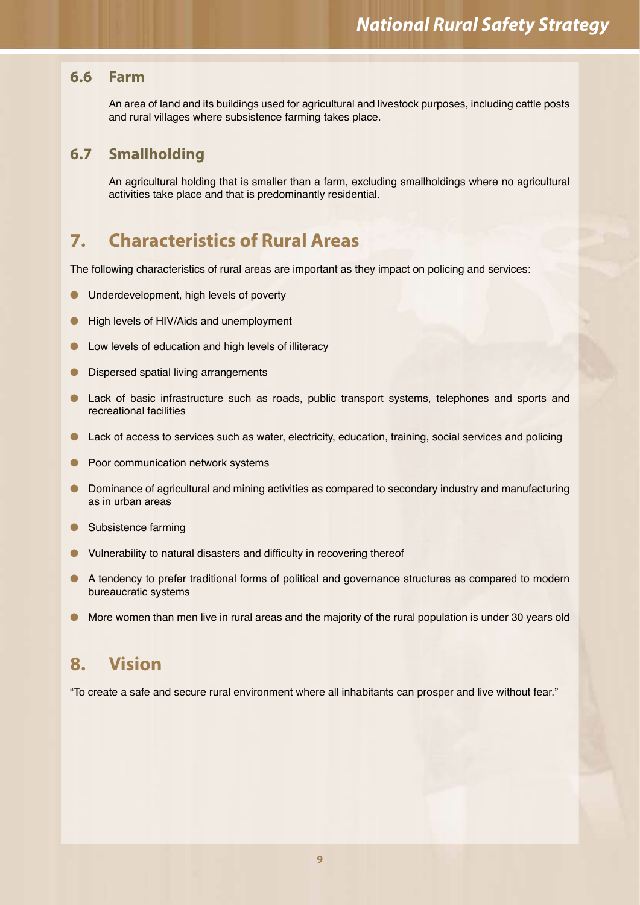### 6.6 Farm

An area of land and its buildings used for agricultural and livestock purposes, including cattle posts and rural villages where subsistence farming takes place.

### 6.7 Smallholding

An agricultural holding that is smaller than a farm, excluding smallholdings where no agricultural activities take place and that is predominantly residential.

## 7. Characteristics of Rural Areas

The following characteristics of rural areas are important as they impact on policing and services:

- Underdevelopment, high levels of poverty
- High levels of HIV/Aids and unemployment
- Low levels of education and high levels of illiteracy
- Dispersed spatial living arrangements
- Lack of basic infrastructure such as roads, public transport systems, telephones and sports and recreational facilities
- Lack of access to services such as water, electricity, education, training, social services and policing
- Poor communication network systems
- Dominance of agricultural and mining activities as compared to secondary industry and manufacturing as in urban areas
- Subsistence farming
- Vulnerability to natural disasters and difficulty in recovering thereof
- A tendency to prefer traditional forms of political and governance structures as compared to modern bureaucratic systems
- More women than men live in rural areas and the majority of the rural population is under 30 years old

## 8. Vision

"To create a safe and secure rural environment where all inhabitants can prosper and live without fear."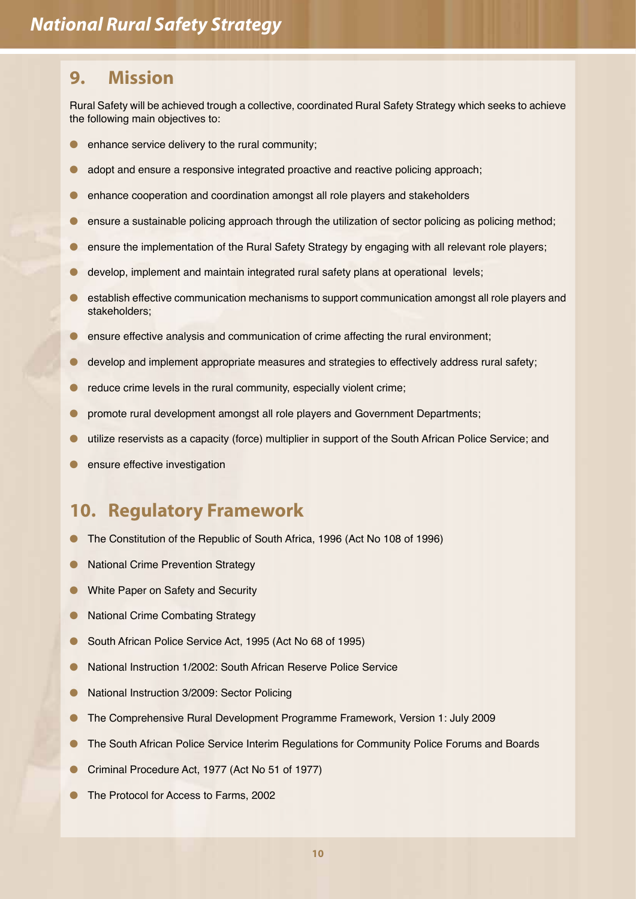## 9. Mission

Rural Safety will be achieved trough a collective, coordinated Rural Safety Strategy which seeks to achieve the following main objectives to:

- enhance service delivery to the rural community;
- adopt and ensure a responsive integrated proactive and reactive policing approach;
- enhance cooperation and coordination amongst all role players and stakeholders
- ensure a sustainable policing approach through the utilization of sector policing as policing method;
- ensure the implementation of the Rural Safety Strategy by engaging with all relevant role players;
- develop, implement and maintain integrated rural safety plans at operational levels;
- establish effective communication mechanisms to support communication amongst all role players and stakeholders;
- ensure effective analysis and communication of crime affecting the rural environment;
- develop and implement appropriate measures and strategies to effectively address rural safety;
- reduce crime levels in the rural community, especially violent crime;
- promote rural development amongst all role players and Government Departments;
- utilize reservists as a capacity (force) multiplier in support of the South African Police Service; and
- ensure effective investigation

## 10. Regulatory Framework

- The Constitution of the Republic of South Africa, 1996 (Act No 108 of 1996)
- National Crime Prevention Strategy
- White Paper on Safety and Security
- National Crime Combating Strategy
- South African Police Service Act, 1995 (Act No 68 of 1995)
- National Instruction 1/2002: South African Reserve Police Service
- National Instruction 3/2009: Sector Policing
- The Comprehensive Rural Development Programme Framework, Version 1: July 2009
- The South African Police Service Interim Regulations for Community Police Forums and Boards
- Criminal Procedure Act, 1977 (Act No 51 of 1977)
- The Protocol for Access to Farms, 2002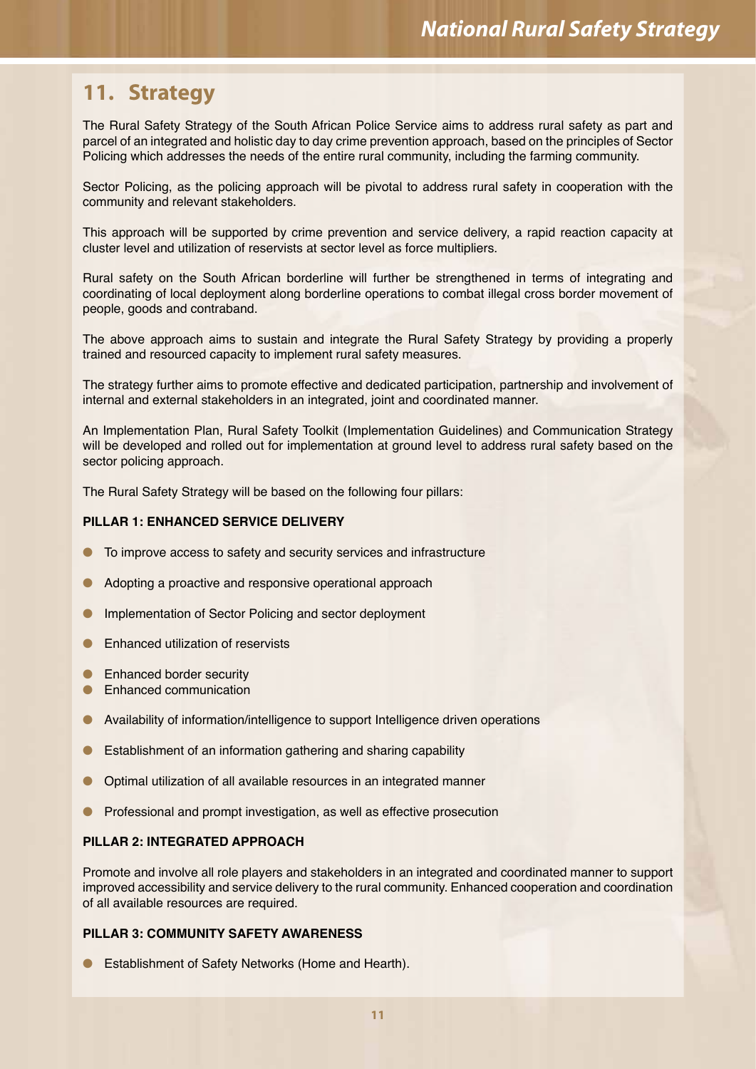## 11. Strategy

The Rural Safety Strategy of the South African Police Service aims to address rural safety as part and parcel of an integrated and holistic day to day crime prevention approach, based on the principles of Sector Policing which addresses the needs of the entire rural community, including the farming community.

Sector Policing, as the policing approach will be pivotal to address rural safety in cooperation with the community and relevant stakeholders.

This approach will be supported by crime prevention and service delivery, a rapid reaction capacity at cluster level and utilization of reservists at sector level as force multipliers.

Rural safety on the South African borderline will further be strengthened in terms of integrating and coordinating of local deployment along borderline operations to combat illegal cross border movement of people, goods and contraband.

The above approach aims to sustain and integrate the Rural Safety Strategy by providing a properly trained and resourced capacity to implement rural safety measures.

The strategy further aims to promote effective and dedicated participation, partnership and involvement of internal and external stakeholders in an integrated, joint and coordinated manner.

An Implementation Plan, Rural Safety Toolkit (Implementation Guidelines) and Communication Strategy will be developed and rolled out for implementation at ground level to address rural safety based on the sector policing approach.

The Rural Safety Strategy will be based on the following four pillars:

**PILLAR 1: ENHANCED SERVICE DELIVERY**

- To improve access to safety and security services and infrastructure
- Adopting a proactive and responsive operational approach
- Implementation of Sector Policing and sector deployment
- Enhanced utilization of reservists
- Enhanced border security
- Enhanced communication
- Availability of information/intelligence to support Intelligence driven operations
- Establishment of an information gathering and sharing capability
- Optimal utilization of all available resources in an integrated manner
- Professional and prompt investigation, as well as effective prosecution

**PILLAR 2: INTEGRATED APPROACH**

Promote and involve all role players and stakeholders in an integrated and coordinated manner to support improved accessibility and service delivery to the rural community. Enhanced cooperation and coordination of all available resources are required.

**PILLAR 3: COMMUNITY SAFETY AWARENESS**

- Establishment of Safety Networks (Home and Hearth).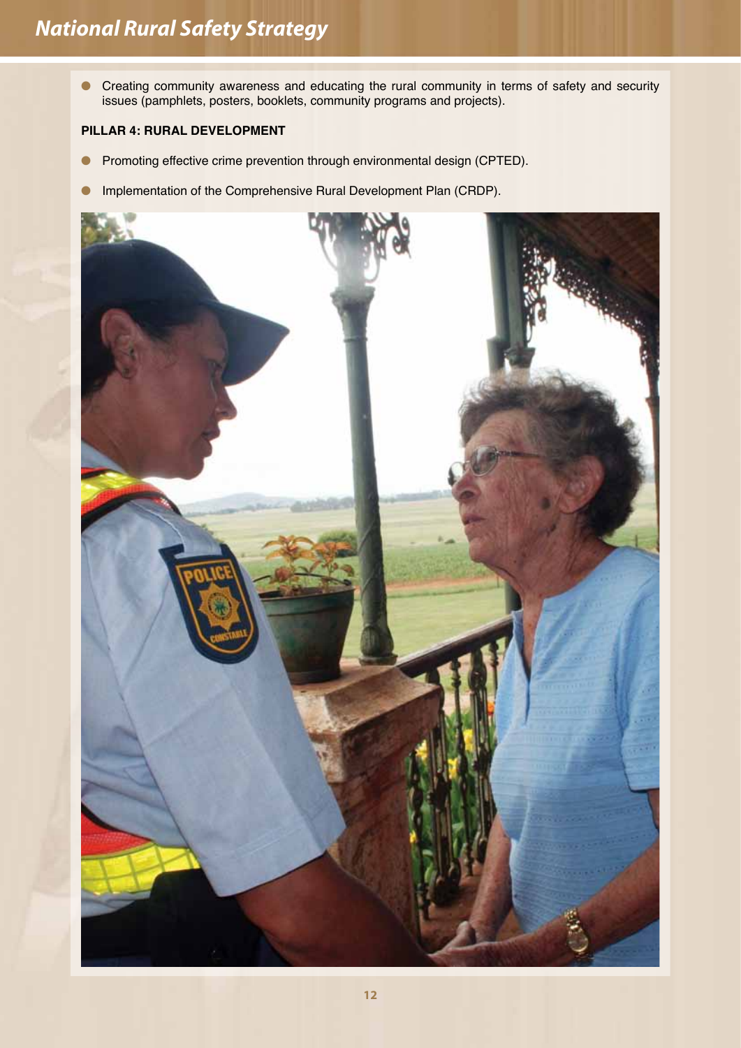- Creating community awareness and educating the rural community in terms of safety and security issues (pamphlets, posters, booklets, community programs and projects).

**PILLAR 4: RURAL DEVELOPMENT**

- Promoting effective crime prevention through environmental design (CPTED).
- Implementation of the Comprehensive Rural Development Plan (CRDP).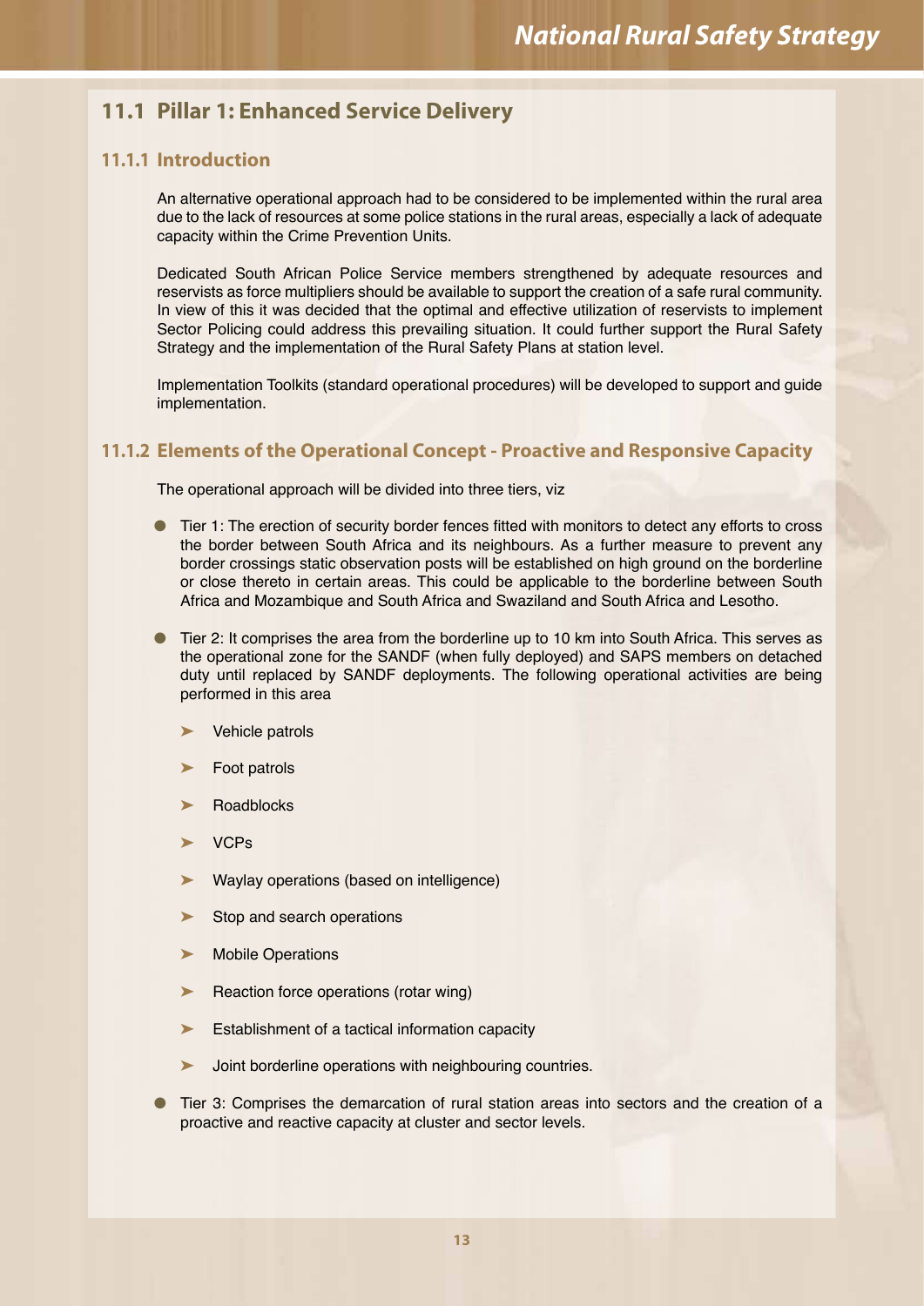## 11.1 Pillar 1: Enhanced Service Delivery

### 11.1.1 Introduction

An alternative operational approach had to be considered to be implemented within the rural area due to the lack of resources at some police stations in the rural areas, especially a lack of adequate capacity within the Crime Prevention Units.

Dedicated South African Police Service members strengthened by adequate resources and reservists as force multipliers should be available to support the creation of a safe rural community. In view of this it was decided that the optimal and effective utilization of reservists to implement Sector Policing could address this prevailing situation. It could further support the Rural Safety Strategy and the implementation of the Rural Safety Plans at station level.

Implementation Toolkits (standard operational procedures) will be developed to support and guide implementation.

### 11.1.2 Elements of the Operational Concept - Proactive and Responsive Capacity

The operational approach will be divided into three tiers, viz

- Tier 1: The erection of security border fences fitted with monitors to detect any efforts to cross the border between South Africa and its neighbours. As a further measure to prevent any border crossings static observation posts will be established on high ground on the borderline or close thereto in certain areas. This could be applicable to the borderline between South Africa and Mozambique and South Africa and Swaziland and South Africa and Lesotho.
- Tier 2: It comprises the area from the borderline up to 10 km into South Africa. This serves as the operational zone for the SANDF (when fully deployed) and SAPS members on detached duty until replaced by SANDF deployments. The following operational activities are being performed in this area
  - Vehicle patrols
  - Foot patrols
  - Roadblocks
  - VCPs
  - Waylay operations (based on intelligence)
  - Stop and search operations
  - Mobile Operations
  - Reaction force operations (rotar wing)
  - Establishment of a tactical information capacity
  - Joint borderline operations with neighbouring countries.
- Tier 3: Comprises the demarcation of rural station areas into sectors and the creation of a proactive and reactive capacity at cluster and sector levels.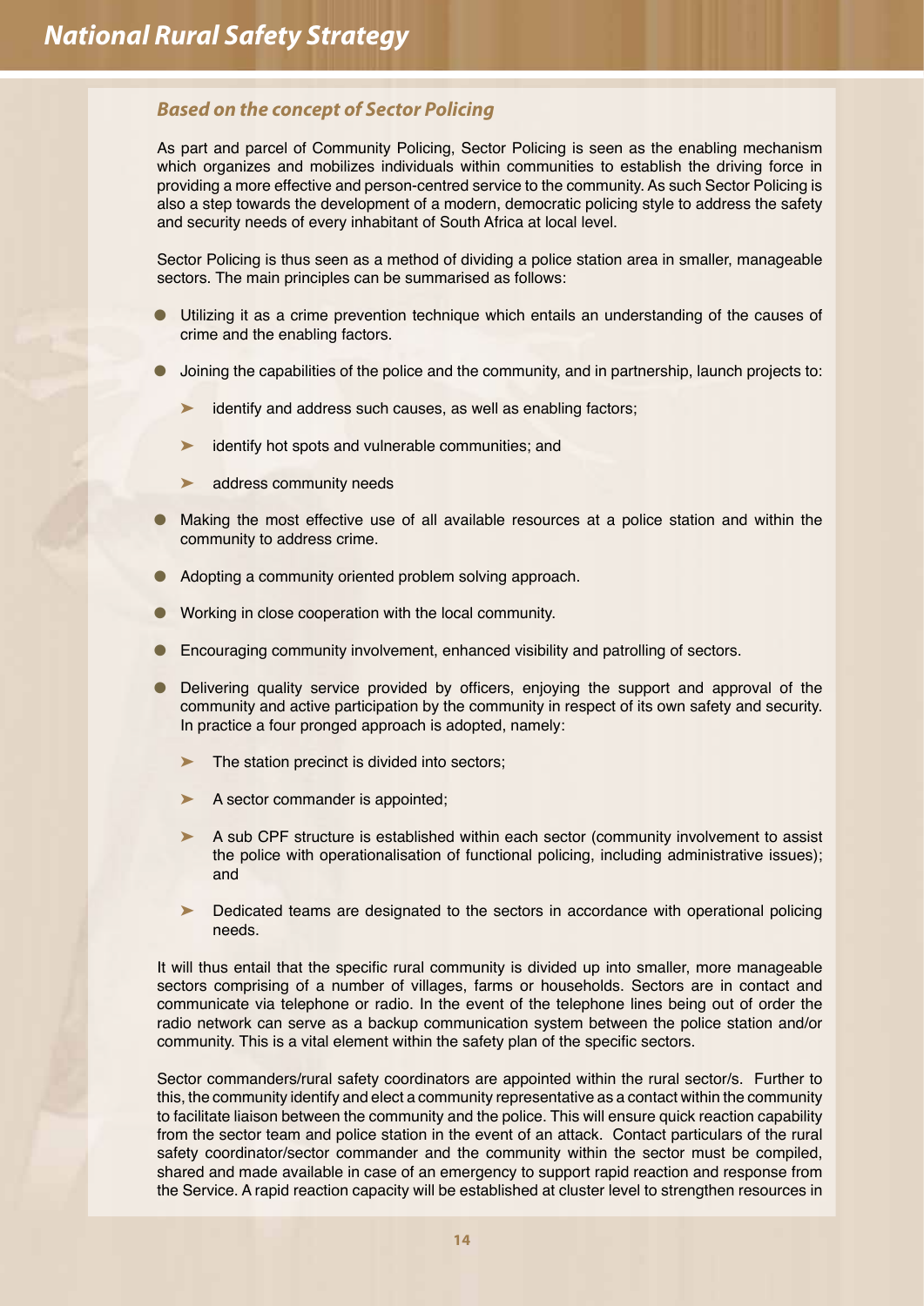### *Based on the concept of Sector Policing*

As part and parcel of Community Policing, Sector Policing is seen as the enabling mechanism which organizes and mobilizes individuals within communities to establish the driving force in providing a more effective and person-centred service to the community. As such Sector Policing is also a step towards the development of a modern, democratic policing style to address the safety and security needs of every inhabitant of South Africa at local level.

Sector Policing is thus seen as a method of dividing a police station area in smaller, manageable sectors. The main principles can be summarised as follows:

- Utilizing it as a crime prevention technique which entails an understanding of the causes of crime and the enabling factors.
- Joining the capabilities of the police and the community, and in partnership, launch projects to:
  - identify and address such causes, as well as enabling factors;
  - identify hot spots and vulnerable communities; and
  - address community needs
- Making the most effective use of all available resources at a police station and within the community to address crime.
- Adopting a community oriented problem solving approach.
- Working in close cooperation with the local community.
- Encouraging community involvement, enhanced visibility and patrolling of sectors.
- Delivering quality service provided by officers, enjoying the support and approval of the community and active participation by the community in respect of its own safety and security. In practice a four pronged approach is adopted, namely:
  - The station precinct is divided into sectors;
  - A sector commander is appointed;
  - A sub CPF structure is established within each sector (community involvement to assist the police with operationalisation of functional policing, including administrative issues); and
  - Dedicated teams are designated to the sectors in accordance with operational policing needs.

It will thus entail that the specific rural community is divided up into smaller, more manageable sectors comprising of a number of villages, farms or households. Sectors are in contact and communicate via telephone or radio. In the event of the telephone lines being out of order the radio network can serve as a backup communication system between the police station and/or community. This is a vital element within the safety plan of the specific sectors.

Sector commanders/rural safety coordinators are appointed within the rural sector/s. Further to this, the community identify and elect a community representative as a contact within the community to facilitate liaison between the community and the police. This will ensure quick reaction capability from the sector team and police station in the event of an attack. Contact particulars of the rural safety coordinator/sector commander and the community within the sector must be compiled, shared and made available in case of an emergency to support rapid reaction and response from the Service. A rapid reaction capacity will be established at cluster level to strengthen resources in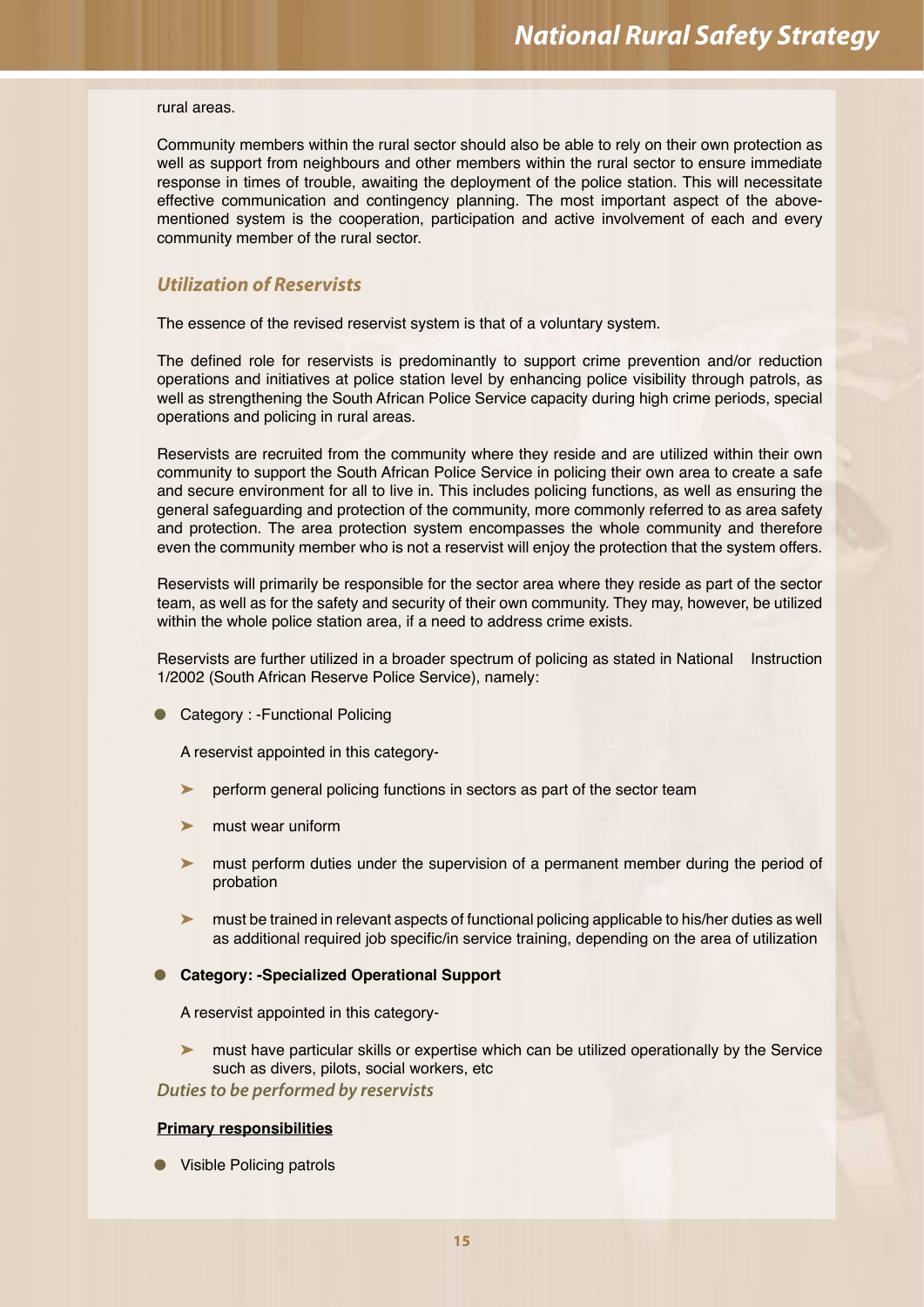rural areas.

Community members within the rural sector should also be able to rely on their own protection as well as support from neighbours and other members within the rural sector to ensure immediate response in times of trouble, awaiting the deployment of the police station. This will necessitate effective communication and contingency planning. The most important aspect of the above-mentioned system is the cooperation, participation and active involvement of each and every community member of the rural sector.

### *Utilization of Reservists*

The essence of the revised reservist system is that of a voluntary system.

The defined role for reservists is predominantly to support crime prevention and/or reduction operations and initiatives at police station level by enhancing police visibility through patrols, as well as strengthening the South African Police Service capacity during high crime periods, special operations and policing in rural areas.

Reservists are recruited from the community where they reside and are utilized within their own community to support the South African Police Service in policing their own area to create a safe and secure environment for all to live in. This includes policing functions, as well as ensuring the general safeguarding and protection of the community, more commonly referred to as area safety and protection. The area protection system encompasses the whole community and therefore even the community member who is not a reservist will enjoy the protection that the system offers.

Reservists will primarily be responsible for the sector area where they reside as part of the sector team, as well as for the safety and security of their own community. They may, however, be utilized within the whole police station area, if a need to address crime exists.

Reservists are further utilized in a broader spectrum of policing as stated in National Instruction 1/2002 (South African Reserve Police Service), namely:

- Category : -Functional Policing

  A reservist appointed in this category-

  - perform general policing functions in sectors as part of the sector team
  - must wear uniform
  - must perform duties under the supervision of a permanent member during the period of probation
  - must be trained in relevant aspects of functional policing applicable to his/her duties as well as additional required job specific/in service training, depending on the area of utilization

- **Category: -Specialized Operational Support**

  A reservist appointed in this category-

  - must have particular skills or expertise which can be utilized operationally by the Service such as divers, pilots, social workers, etc

### *Duties to be performed by reservists*

**Primary responsibilities**

- Visible Policing patrols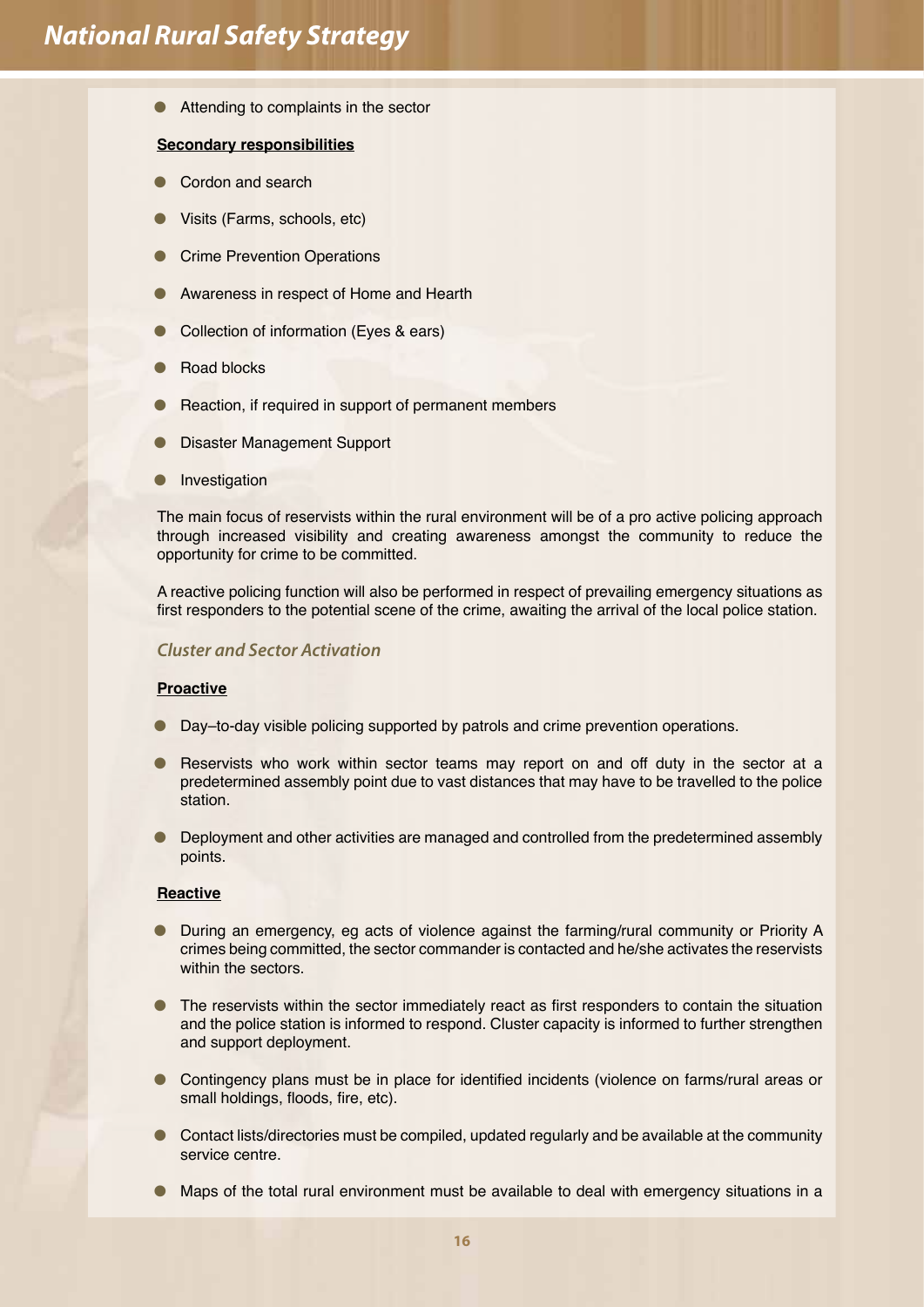- Attending to complaints in the sector

**Secondary responsibilities**

- Cordon and search
- Visits (Farms, schools, etc)
- Crime Prevention Operations
- Awareness in respect of Home and Hearth
- Collection of information (Eyes & ears)
- Road blocks
- Reaction, if required in support of permanent members
- Disaster Management Support
- Investigation

The main focus of reservists within the rural environment will be of a pro active policing approach through increased visibility and creating awareness amongst the community to reduce the opportunity for crime to be committed.

A reactive policing function will also be performed in respect of prevailing emergency situations as first responders to the potential scene of the crime, awaiting the arrival of the local police station.

### *Cluster and Sector Activation*

**Proactive**

- Day–to-day visible policing supported by patrols and crime prevention operations.
- Reservists who work within sector teams may report on and off duty in the sector at a predetermined assembly point due to vast distances that may have to be travelled to the police station.
- Deployment and other activities are managed and controlled from the predetermined assembly points.

**Reactive**

- During an emergency, eg acts of violence against the farming/rural community or Priority A crimes being committed, the sector commander is contacted and he/she activates the reservists within the sectors.
- The reservists within the sector immediately react as first responders to contain the situation and the police station is informed to respond. Cluster capacity is informed to further strengthen and support deployment.
- Contingency plans must be in place for identified incidents (violence on farms/rural areas or small holdings, floods, fire, etc).
- Contact lists/directories must be compiled, updated regularly and be available at the community service centre.
- Maps of the total rural environment must be available to deal with emergency situations in a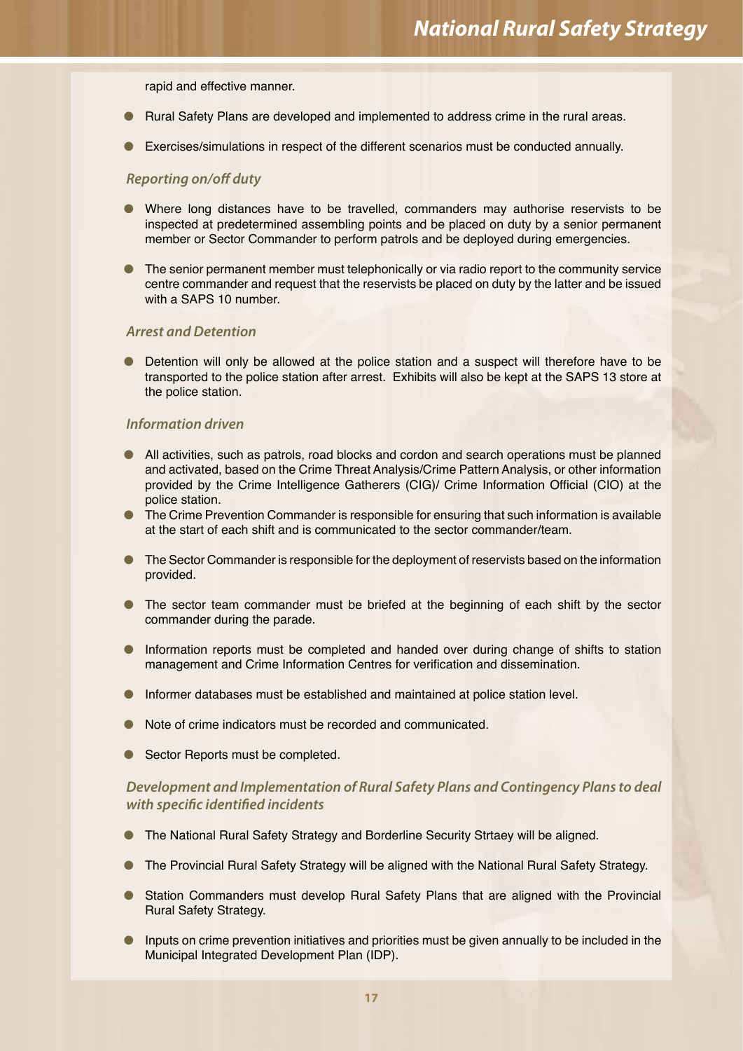rapid and effective manner.

- Rural Safety Plans are developed and implemented to address crime in the rural areas.
- Exercises/simulations in respect of the different scenarios must be conducted annually.

### *Reporting on/off duty*

- Where long distances have to be travelled, commanders may authorise reservists to be inspected at predetermined assembling points and be placed on duty by a senior permanent member or Sector Commander to perform patrols and be deployed during emergencies.
- The senior permanent member must telephonically or via radio report to the community service centre commander and request that the reservists be placed on duty by the latter and be issued with a SAPS 10 number.

### *Arrest and Detention*

- Detention will only be allowed at the police station and a suspect will therefore have to be transported to the police station after arrest. Exhibits will also be kept at the SAPS 13 store at the police station.

### *Information driven*

- All activities, such as patrols, road blocks and cordon and search operations must be planned and activated, based on the Crime Threat Analysis/Crime Pattern Analysis, or other information provided by the Crime Intelligence Gatherers (CIG)/ Crime Information Official (CIO) at the police station.
- The Crime Prevention Commander is responsible for ensuring that such information is available at the start of each shift and is communicated to the sector commander/team.
- The Sector Commander is responsible for the deployment of reservists based on the information provided.
- The sector team commander must be briefed at the beginning of each shift by the sector commander during the parade.
- Information reports must be completed and handed over during change of shifts to station management and Crime Information Centres for verification and dissemination.
- Informer databases must be established and maintained at police station level.
- Note of crime indicators must be recorded and communicated.
- Sector Reports must be completed.

### *Development and Implementation of Rural Safety Plans and Contingency Plans to deal with specific identified incidents*

- The National Rural Safety Strategy and Borderline Security Strtaey will be aligned.
- The Provincial Rural Safety Strategy will be aligned with the National Rural Safety Strategy.
- Station Commanders must develop Rural Safety Plans that are aligned with the Provincial Rural Safety Strategy.
- Inputs on crime prevention initiatives and priorities must be given annually to be included in the Municipal Integrated Development Plan (IDP).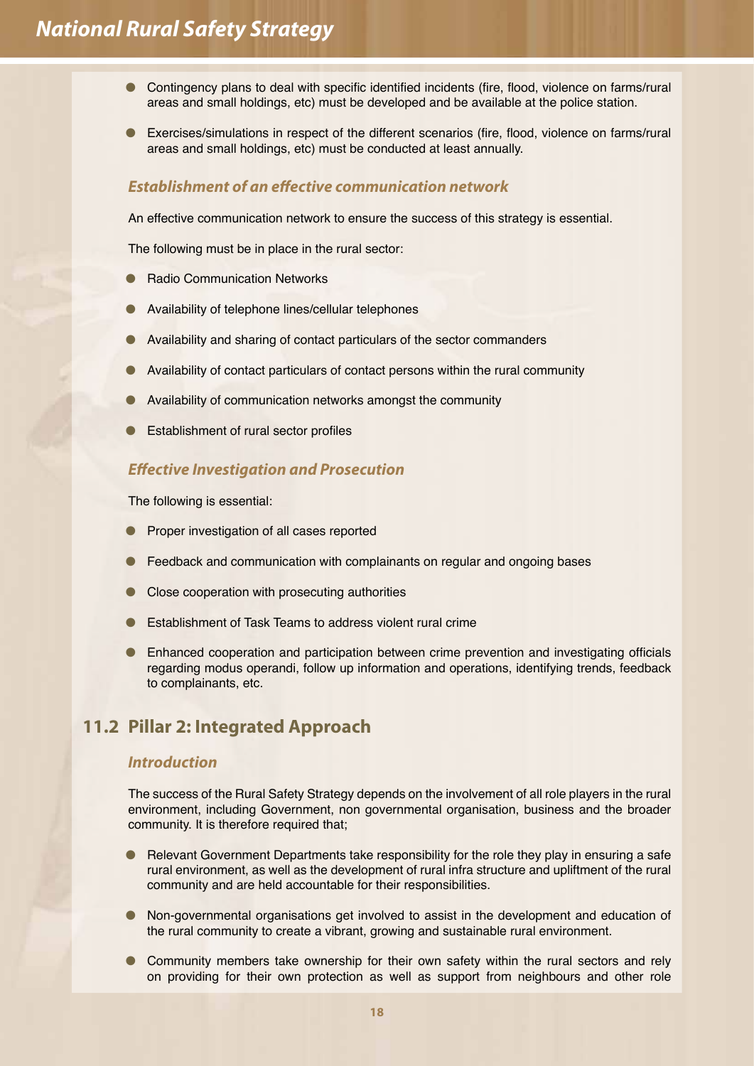- Contingency plans to deal with specific identified incidents (fire, flood, violence on farms/rural areas and small holdings, etc) must be developed and be available at the police station.
- Exercises/simulations in respect of the different scenarios (fire, flood, violence on farms/rural areas and small holdings, etc) must be conducted at least annually.

### *Establishment of an effective communication network*

An effective communication network to ensure the success of this strategy is essential.

The following must be in place in the rural sector:

- Radio Communication Networks
- Availability of telephone lines/cellular telephones
- Availability and sharing of contact particulars of the sector commanders
- Availability of contact particulars of contact persons within the rural community
- Availability of communication networks amongst the community
- Establishment of rural sector profiles

### *Effective Investigation and Prosecution*

The following is essential:

- Proper investigation of all cases reported
- Feedback and communication with complainants on regular and ongoing bases
- Close cooperation with prosecuting authorities
- Establishment of Task Teams to address violent rural crime
- Enhanced cooperation and participation between crime prevention and investigating officials regarding modus operandi, follow up information and operations, identifying trends, feedback to complainants, etc.

## 11.2 Pillar 2: Integrated Approach

### *Introduction*

The success of the Rural Safety Strategy depends on the involvement of all role players in the rural environment, including Government, non governmental organisation, business and the broader community. It is therefore required that;

- Relevant Government Departments take responsibility for the role they play in ensuring a safe rural environment, as well as the development of rural infra structure and upliftment of the rural community and are held accountable for their responsibilities.
- Non-governmental organisations get involved to assist in the development and education of the rural community to create a vibrant, growing and sustainable rural environment.
- Community members take ownership for their own safety within the rural sectors and rely on providing for their own protection as well as support from neighbours and other role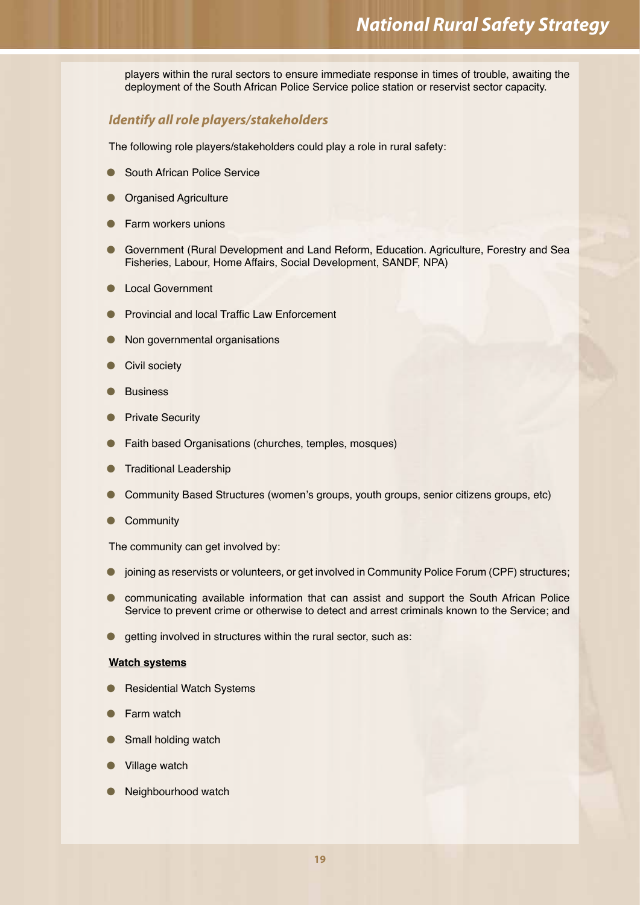players within the rural sectors to ensure immediate response in times of trouble, awaiting the deployment of the South African Police Service police station or reservist sector capacity.

### *Identify all role players/stakeholders*

The following role players/stakeholders could play a role in rural safety:

- South African Police Service
- Organised Agriculture
- Farm workers unions
- Government (Rural Development and Land Reform, Education. Agriculture, Forestry and Sea Fisheries, Labour, Home Affairs, Social Development, SANDF, NPA)
- Local Government
- Provincial and local Traffic Law Enforcement
- Non governmental organisations
- Civil society
- Business
- Private Security
- Faith based Organisations (churches, temples, mosques)
- Traditional Leadership
- Community Based Structures (women's groups, youth groups, senior citizens groups, etc)
- Community

The community can get involved by:

- joining as reservists or volunteers, or get involved in Community Police Forum (CPF) structures;
- communicating available information that can assist and support the South African Police Service to prevent crime or otherwise to detect and arrest criminals known to the Service; and
- getting involved in structures within the rural sector, such as:

**Watch systems**

- Residential Watch Systems
- Farm watch
- Small holding watch
- Village watch
- Neighbourhood watch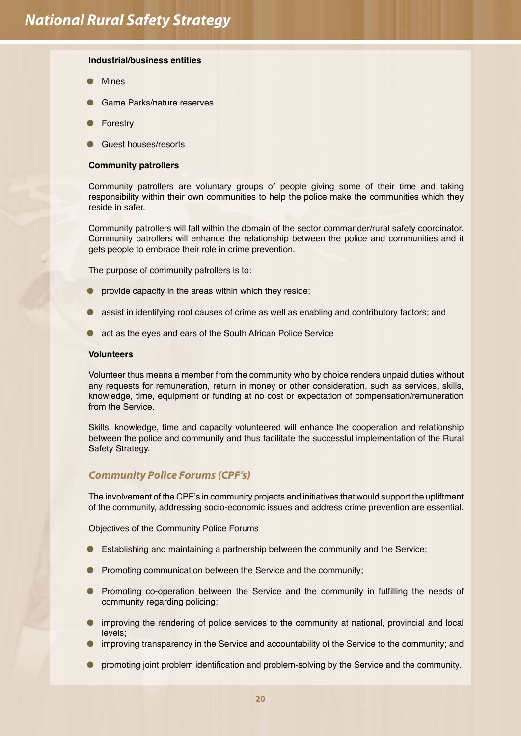**Industrial/business entities**

- Mines
- Game Parks/nature reserves
- Forestry
- Guest houses/resorts

**Community patrollers**

Community patrollers are voluntary groups of people giving some of their time and taking responsibility within their own communities to help the police make the communities which they reside in safer.

Community patrollers will fall within the domain of the sector commander/rural safety coordinator. Community patrollers will enhance the relationship between the police and communities and it gets people to embrace their role in crime prevention.

The purpose of community patrollers is to:

- provide capacity in the areas within which they reside;
- assist in identifying root causes of crime as well as enabling and contributory factors; and
- act as the eyes and ears of the South African Police Service

**Volunteers**

Volunteer thus means a member from the community who by choice renders unpaid duties without any requests for remuneration, return in money or other consideration, such as services, skills, knowledge, time, equipment or funding at no cost or expectation of compensation/remuneration from the Service.

Skills, knowledge, time and capacity volunteered will enhance the cooperation and relationship between the police and community and thus facilitate the successful implementation of the Rural Safety Strategy.

## *Community Police Forums (CPF's)*

The involvement of the CPF's in community projects and initiatives that would support the upliftment of the community, addressing socio-economic issues and address crime prevention are essential.

Objectives of the Community Police Forums

- Establishing and maintaining a partnership between the community and the Service;
- Promoting communication between the Service and the community;
- Promoting co-operation between the Service and the community in fulfilling the needs of community regarding policing;
- improving the rendering of police services to the community at national, provincial and local levels;
- improving transparency in the Service and accountability of the Service to the community; and
- promoting joint problem identification and problem-solving by the Service and the community.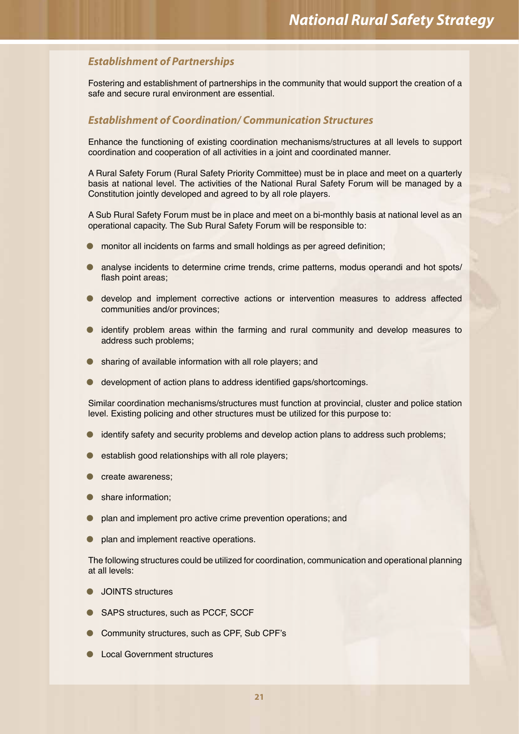### *Establishment of Partnerships*

Fostering and establishment of partnerships in the community that would support the creation of a safe and secure rural environment are essential.

### *Establishment of Coordination/ Communication Structures*

Enhance the functioning of existing coordination mechanisms/structures at all levels to support coordination and cooperation of all activities in a joint and coordinated manner.

A Rural Safety Forum (Rural Safety Priority Committee) must be in place and meet on a quarterly basis at national level. The activities of the National Rural Safety Forum will be managed by a Constitution jointly developed and agreed to by all role players.

A Sub Rural Safety Forum must be in place and meet on a bi-monthly basis at national level as an operational capacity. The Sub Rural Safety Forum will be responsible to:

- monitor all incidents on farms and small holdings as per agreed definition;
- analyse incidents to determine crime trends, crime patterns, modus operandi and hot spots/ flash point areas;
- develop and implement corrective actions or intervention measures to address affected communities and/or provinces;
- identify problem areas within the farming and rural community and develop measures to address such problems;
- sharing of available information with all role players; and
- development of action plans to address identified gaps/shortcomings.

Similar coordination mechanisms/structures must function at provincial, cluster and police station level. Existing policing and other structures must be utilized for this purpose to:

- identify safety and security problems and develop action plans to address such problems;
- establish good relationships with all role players;
- create awareness;
- share information;
- plan and implement pro active crime prevention operations; and
- plan and implement reactive operations.

The following structures could be utilized for coordination, communication and operational planning at all levels:

- JOINTS structures
- SAPS structures, such as PCCF, SCCF
- Community structures, such as CPF, Sub CPF's
- Local Government structures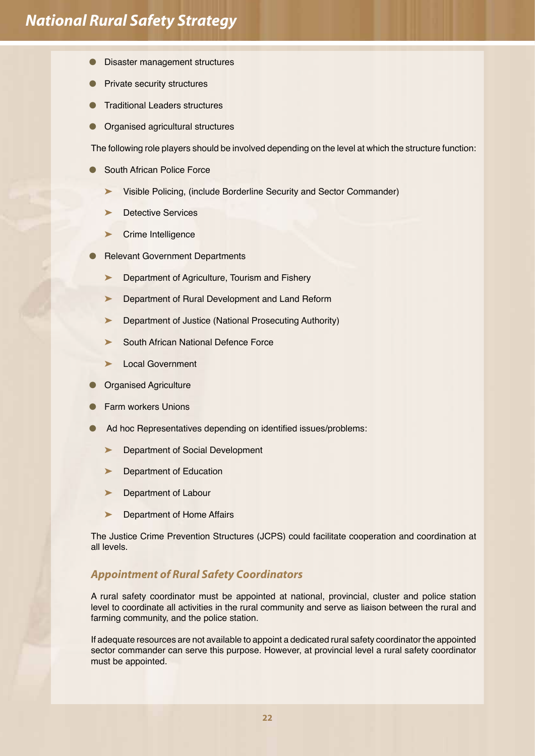- Disaster management structures
- Private security structures
- Traditional Leaders structures
- Organised agricultural structures

The following role players should be involved depending on the level at which the structure function:

- South African Police Force
  - Visible Policing, (include Borderline Security and Sector Commander)
  - Detective Services
  - Crime Intelligence
- Relevant Government Departments
  - Department of Agriculture, Tourism and Fishery
  - Department of Rural Development and Land Reform
  - Department of Justice (National Prosecuting Authority)
  - South African National Defence Force
  - Local Government
- Organised Agriculture
- Farm workers Unions
- Ad hoc Representatives depending on identified issues/problems:
  - Department of Social Development
  - Department of Education
  - Department of Labour
  - Department of Home Affairs

The Justice Crime Prevention Structures (JCPS) could facilitate cooperation and coordination at all levels.

### *Appointment of Rural Safety Coordinators*

A rural safety coordinator must be appointed at national, provincial, cluster and police station level to coordinate all activities in the rural community and serve as liaison between the rural and farming community, and the police station.

If adequate resources are not available to appoint a dedicated rural safety coordinator the appointed sector commander can serve this purpose. However, at provincial level a rural safety coordinator must be appointed.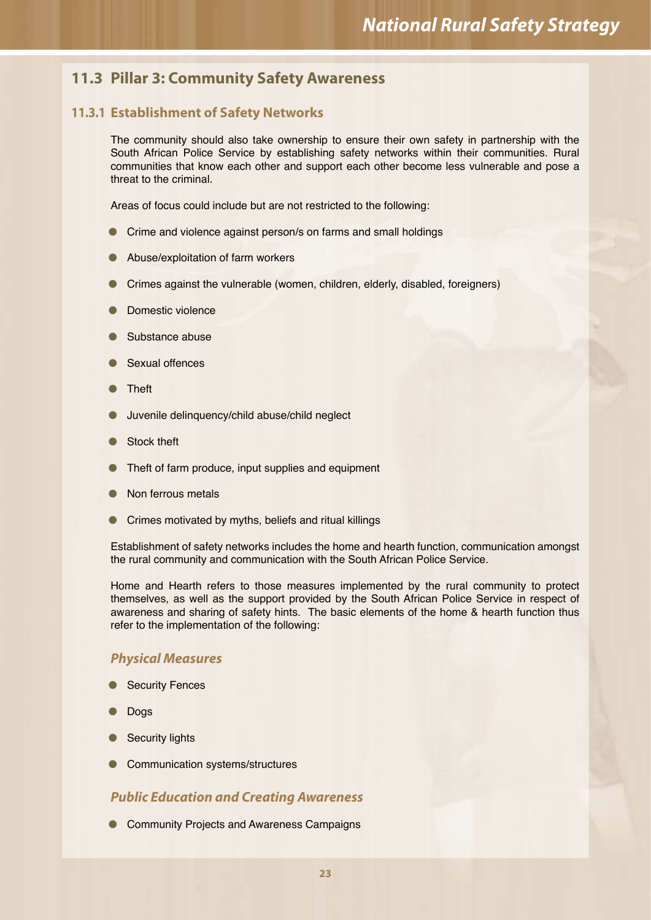## 11.3 Pillar 3: Community Safety Awareness

### 11.3.1 Establishment of Safety Networks

The community should also take ownership to ensure their own safety in partnership with the South African Police Service by establishing safety networks within their communities. Rural communities that know each other and support each other become less vulnerable and pose a threat to the criminal.

Areas of focus could include but are not restricted to the following:

- Crime and violence against person/s on farms and small holdings
- Abuse/exploitation of farm workers
- Crimes against the vulnerable (women, children, elderly, disabled, foreigners)
- Domestic violence
- Substance abuse
- Sexual offences
- Theft
- Juvenile delinquency/child abuse/child neglect
- Stock theft
- Theft of farm produce, input supplies and equipment
- Non ferrous metals
- Crimes motivated by myths, beliefs and ritual killings

Establishment of safety networks includes the home and hearth function, communication amongst the rural community and communication with the South African Police Service.

Home and Hearth refers to those measures implemented by the rural community to protect themselves, as well as the support provided by the South African Police Service in respect of awareness and sharing of safety hints. The basic elements of the home & hearth function thus refer to the implementation of the following:

#### *Physical Measures*

- Security Fences
- Dogs
- Security lights
- Communication systems/structures

#### *Public Education and Creating Awareness*

- Community Projects and Awareness Campaigns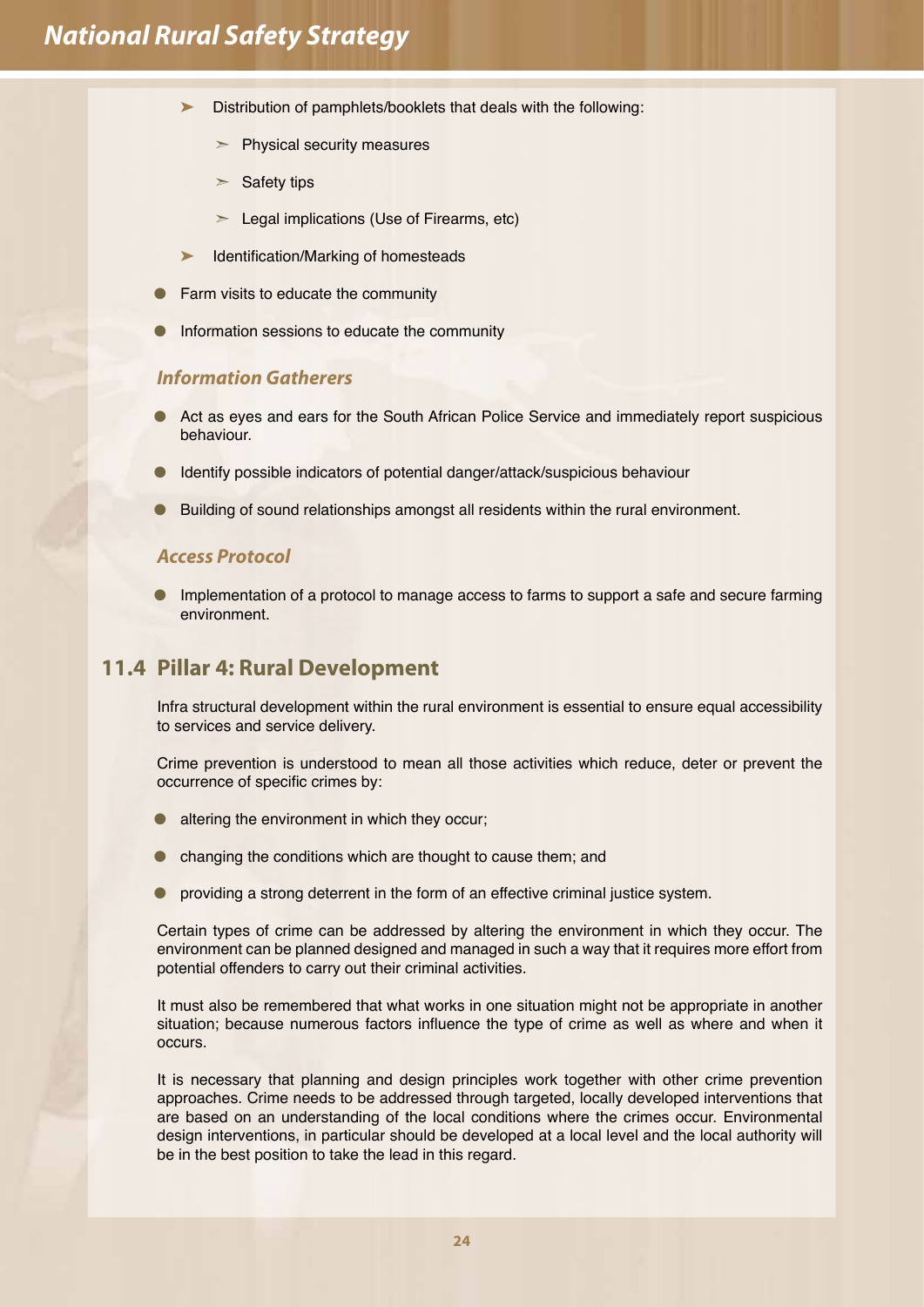- Distribution of pamphlets/booklets that deals with the following:
  - Physical security measures
  - Safety tips
  - Legal implications (Use of Firearms, etc)
- Identification/Marking of homesteads

- Farm visits to educate the community
- Information sessions to educate the community

### *Information Gatherers*

- Act as eyes and ears for the South African Police Service and immediately report suspicious behaviour.
- Identify possible indicators of potential danger/attack/suspicious behaviour
- Building of sound relationships amongst all residents within the rural environment.

### *Access Protocol*

- Implementation of a protocol to manage access to farms to support a safe and secure farming environment.

## 11.4 Pillar 4: Rural Development

Infra structural development within the rural environment is essential to ensure equal accessibility to services and service delivery.

Crime prevention is understood to mean all those activities which reduce, deter or prevent the occurrence of specific crimes by:

- altering the environment in which they occur;
- changing the conditions which are thought to cause them; and
- providing a strong deterrent in the form of an effective criminal justice system.

Certain types of crime can be addressed by altering the environment in which they occur. The environment can be planned designed and managed in such a way that it requires more effort from potential offenders to carry out their criminal activities.

It must also be remembered that what works in one situation might not be appropriate in another situation; because numerous factors influence the type of crime as well as where and when it occurs.

It is necessary that planning and design principles work together with other crime prevention approaches. Crime needs to be addressed through targeted, locally developed interventions that are based on an understanding of the local conditions where the crimes occur. Environmental design interventions, in particular should be developed at a local level and the local authority will be in the best position to take the lead in this regard.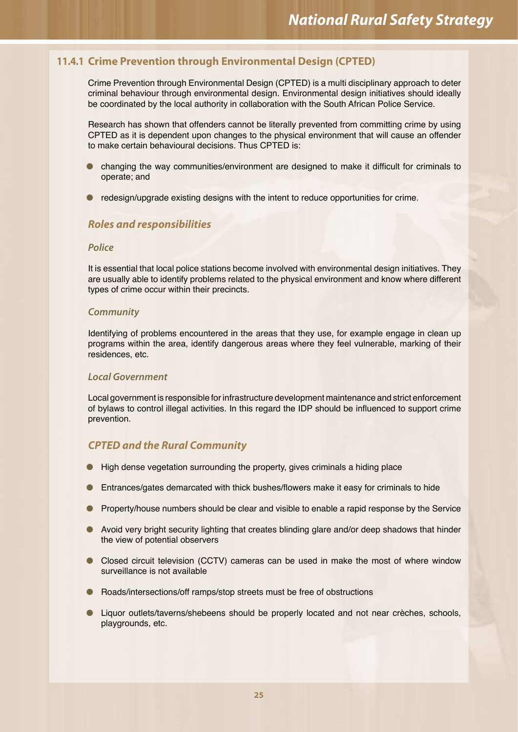### 11.4.1 Crime Prevention through Environmental Design (CPTED)

Crime Prevention through Environmental Design (CPTED) is a multi disciplinary approach to deter criminal behaviour through environmental design. Environmental design initiatives should ideally be coordinated by the local authority in collaboration with the South African Police Service.

Research has shown that offenders cannot be literally prevented from committing crime by using CPTED as it is dependent upon changes to the physical environment that will cause an offender to make certain behavioural decisions. Thus CPTED is:

- changing the way communities/environment are designed to make it difficult for criminals to operate; and
- redesign/upgrade existing designs with the intent to reduce opportunities for crime.

#### *Roles and responsibilities*

##### *Police*

It is essential that local police stations become involved with environmental design initiatives. They are usually able to identify problems related to the physical environment and know where different types of crime occur within their precincts.

##### *Community*

Identifying of problems encountered in the areas that they use, for example engage in clean up programs within the area, identify dangerous areas where they feel vulnerable, marking of their residences, etc.

##### *Local Government*

Local government is responsible for infrastructure development maintenance and strict enforcement of bylaws to control illegal activities. In this regard the IDP should be influenced to support crime prevention.

#### *CPTED and the Rural Community*

- High dense vegetation surrounding the property, gives criminals a hiding place
- Entrances/gates demarcated with thick bushes/flowers make it easy for criminals to hide
- Property/house numbers should be clear and visible to enable a rapid response by the Service
- Avoid very bright security lighting that creates blinding glare and/or deep shadows that hinder the view of potential observers
- Closed circuit television (CCTV) cameras can be used in make the most of where window surveillance is not available
- Roads/intersections/off ramps/stop streets must be free of obstructions
- Liquor outlets/taverns/shebeens should be properly located and not near crèches, schools, playgrounds, etc.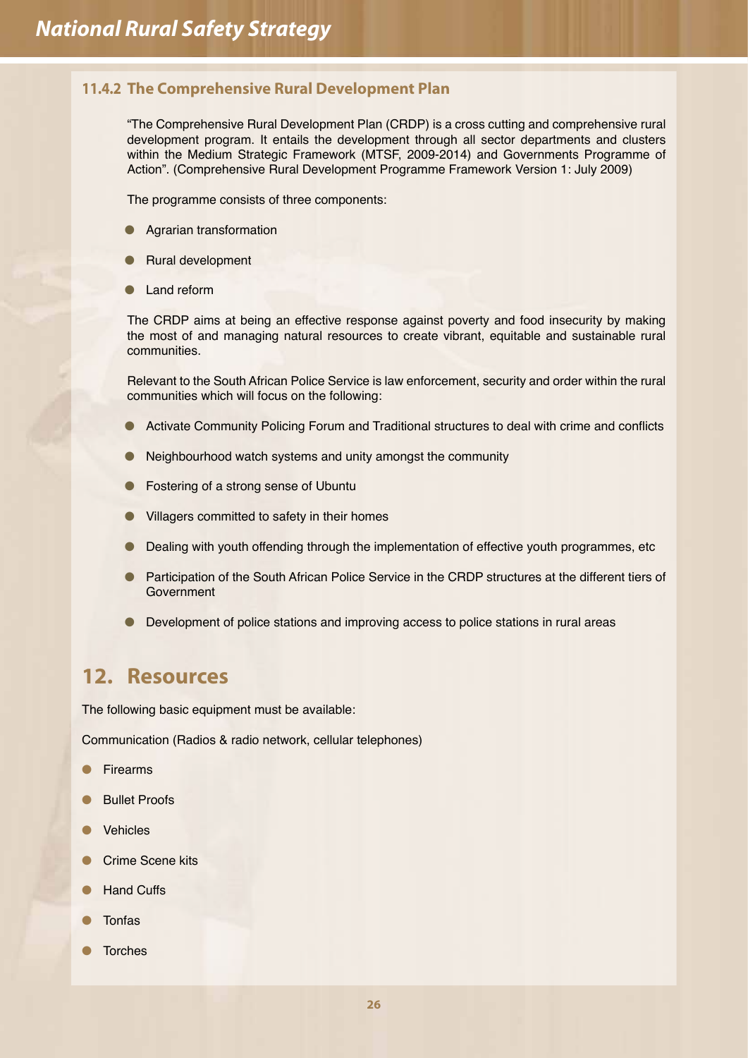### 11.4.2 The Comprehensive Rural Development Plan

"The Comprehensive Rural Development Plan (CRDP) is a cross cutting and comprehensive rural development program. It entails the development through all sector departments and clusters within the Medium Strategic Framework (MTSF, 2009-2014) and Governments Programme of Action". (Comprehensive Rural Development Programme Framework Version 1: July 2009)

The programme consists of three components:

- Agrarian transformation
- Rural development
- Land reform

The CRDP aims at being an effective response against poverty and food insecurity by making the most of and managing natural resources to create vibrant, equitable and sustainable rural communities.

Relevant to the South African Police Service is law enforcement, security and order within the rural communities which will focus on the following:

- Activate Community Policing Forum and Traditional structures to deal with crime and conflicts
- Neighbourhood watch systems and unity amongst the community
- Fostering of a strong sense of Ubuntu
- Villagers committed to safety in their homes
- Dealing with youth offending through the implementation of effective youth programmes, etc
- Participation of the South African Police Service in the CRDP structures at the different tiers of Government
- Development of police stations and improving access to police stations in rural areas

## 12. Resources

The following basic equipment must be available:

Communication (Radios & radio network, cellular telephones)

- Firearms
- Bullet Proofs
- Vehicles
- Crime Scene kits
- Hand Cuffs
- Tonfas
- Torches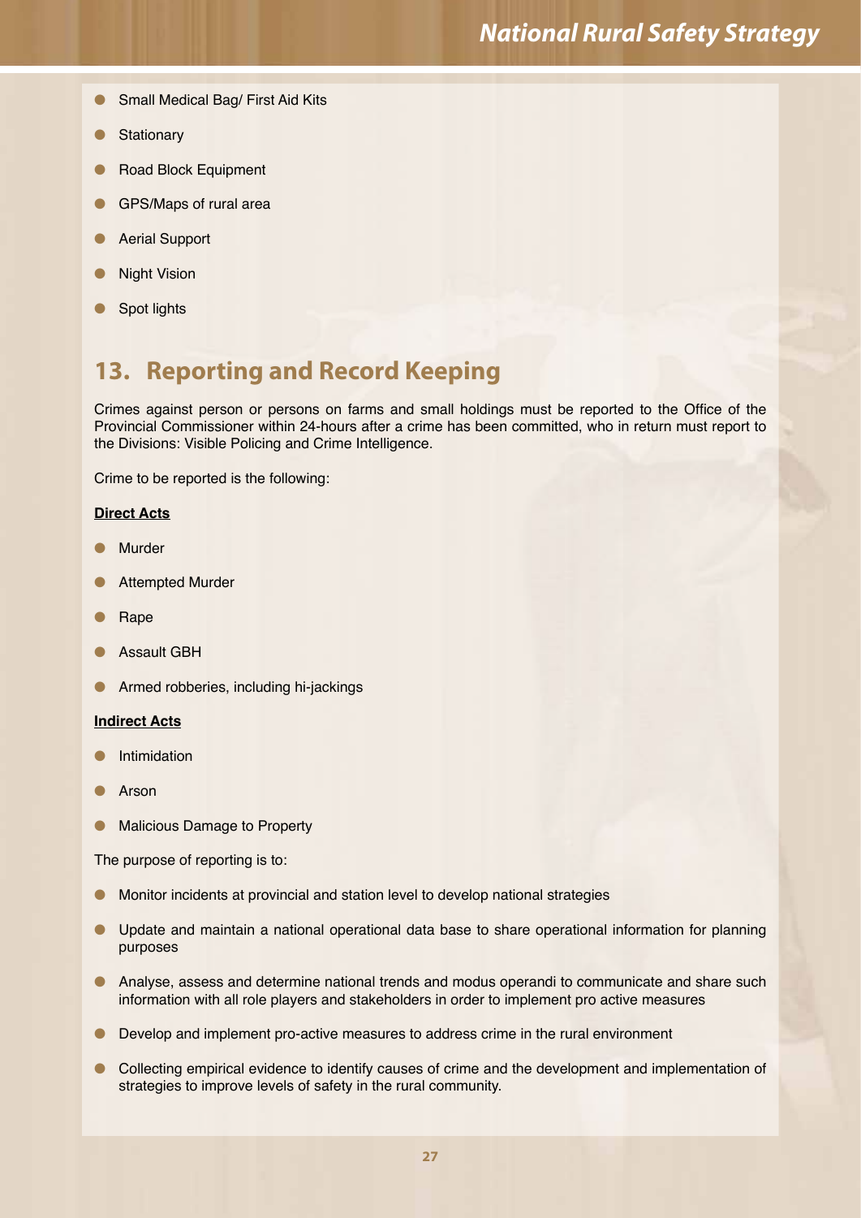- Small Medical Bag/ First Aid Kits
- Stationary
- Road Block Equipment
- GPS/Maps of rural area
- Aerial Support
- Night Vision
- Spot lights

## 13. Reporting and Record Keeping

Crimes against person or persons on farms and small holdings must be reported to the Office of the Provincial Commissioner within 24-hours after a crime has been committed, who in return must report to the Divisions: Visible Policing and Crime Intelligence.

Crime to be reported is the following:

**Direct Acts**

- Murder
- Attempted Murder
- Rape
- Assault GBH
- Armed robberies, including hi-jackings

**Indirect Acts**

- Intimidation
- Arson
- Malicious Damage to Property

The purpose of reporting is to:

- Monitor incidents at provincial and station level to develop national strategies
- Update and maintain a national operational data base to share operational information for planning purposes
- Analyse, assess and determine national trends and modus operandi to communicate and share such information with all role players and stakeholders in order to implement pro active measures
- Develop and implement pro-active measures to address crime in the rural environment
- Collecting empirical evidence to identify causes of crime and the development and implementation of strategies to improve levels of safety in the rural community.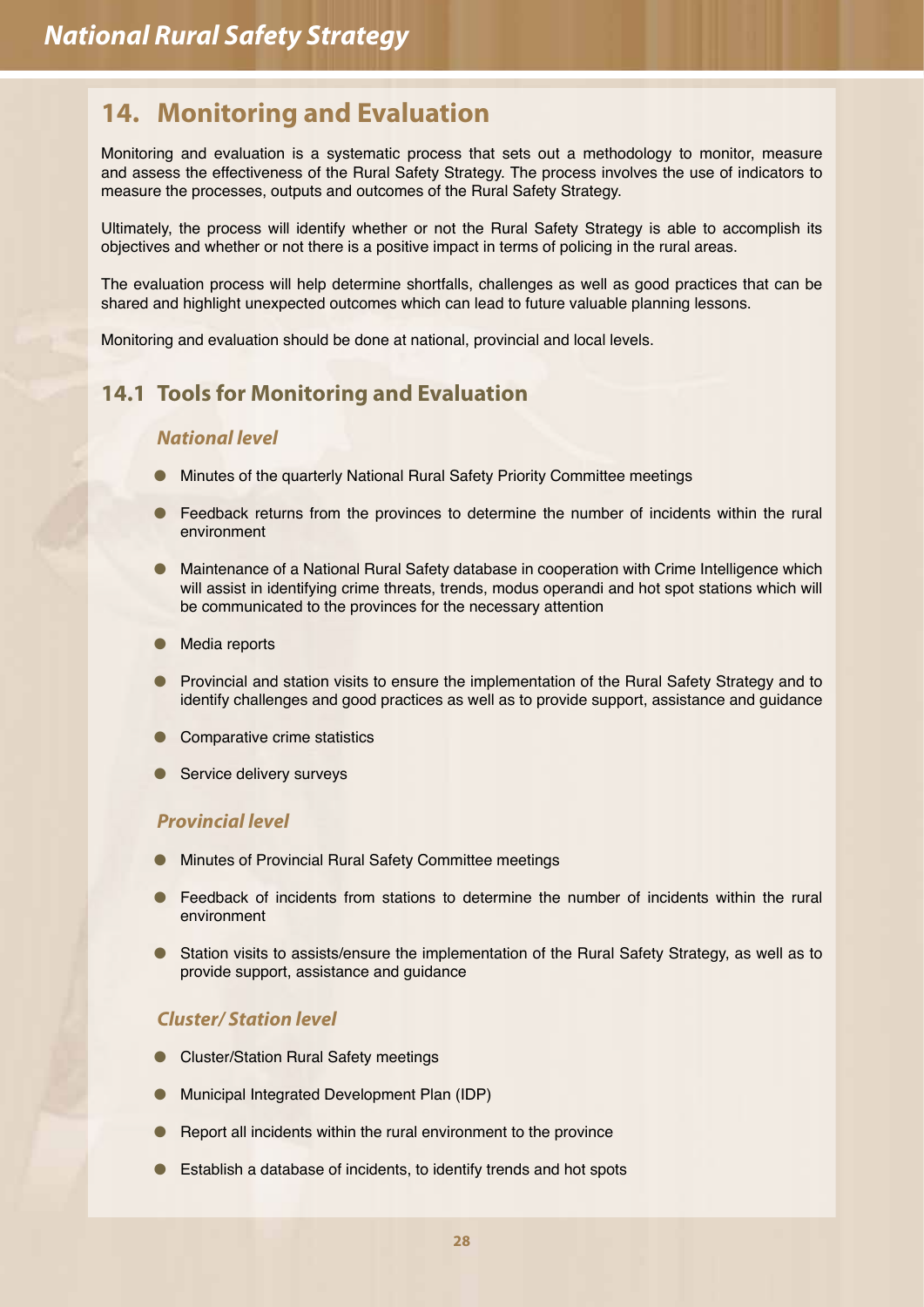## 14. Monitoring and Evaluation

Monitoring and evaluation is a systematic process that sets out a methodology to monitor, measure and assess the effectiveness of the Rural Safety Strategy. The process involves the use of indicators to measure the processes, outputs and outcomes of the Rural Safety Strategy.

Ultimately, the process will identify whether or not the Rural Safety Strategy is able to accomplish its objectives and whether or not there is a positive impact in terms of policing in the rural areas.

The evaluation process will help determine shortfalls, challenges as well as good practices that can be shared and highlight unexpected outcomes which can lead to future valuable planning lessons.

Monitoring and evaluation should be done at national, provincial and local levels.

### 14.1 Tools for Monitoring and Evaluation

#### *National level*

- Minutes of the quarterly National Rural Safety Priority Committee meetings
- Feedback returns from the provinces to determine the number of incidents within the rural environment
- Maintenance of a National Rural Safety database in cooperation with Crime Intelligence which will assist in identifying crime threats, trends, modus operandi and hot spot stations which will be communicated to the provinces for the necessary attention
- Media reports
- Provincial and station visits to ensure the implementation of the Rural Safety Strategy and to identify challenges and good practices as well as to provide support, assistance and guidance
- Comparative crime statistics
- Service delivery surveys

#### *Provincial level*

- Minutes of Provincial Rural Safety Committee meetings
- Feedback of incidents from stations to determine the number of incidents within the rural environment
- Station visits to assists/ensure the implementation of the Rural Safety Strategy, as well as to provide support, assistance and guidance

#### *Cluster/ Station level*

- Cluster/Station Rural Safety meetings
- Municipal Integrated Development Plan (IDP)
- Report all incidents within the rural environment to the province
- Establish a database of incidents, to identify trends and hot spots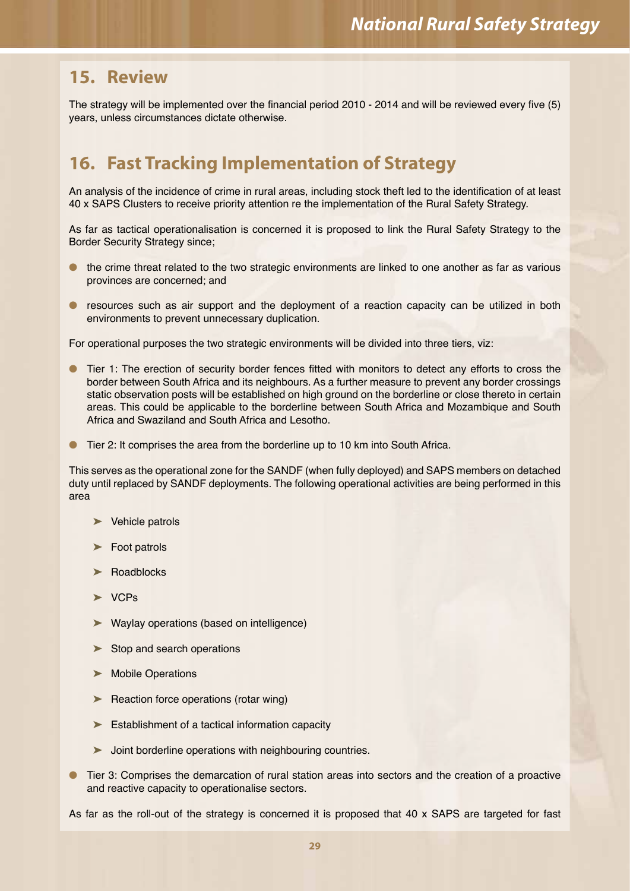## 15. Review

The strategy will be implemented over the financial period 2010 - 2014 and will be reviewed every five (5) years, unless circumstances dictate otherwise.

## 16. Fast Tracking Implementation of Strategy

An analysis of the incidence of crime in rural areas, including stock theft led to the identification of at least 40 x SAPS Clusters to receive priority attention re the implementation of the Rural Safety Strategy.

As far as tactical operationalisation is concerned it is proposed to link the Rural Safety Strategy to the Border Security Strategy since;

- the crime threat related to the two strategic environments are linked to one another as far as various provinces are concerned; and
- resources such as air support and the deployment of a reaction capacity can be utilized in both environments to prevent unnecessary duplication.

For operational purposes the two strategic environments will be divided into three tiers, viz:

- Tier 1: The erection of security border fences fitted with monitors to detect any efforts to cross the border between South Africa and its neighbours. As a further measure to prevent any border crossings static observation posts will be established on high ground on the borderline or close thereto in certain areas. This could be applicable to the borderline between South Africa and Mozambique and South Africa and Swaziland and South Africa and Lesotho.
- Tier 2: It comprises the area from the borderline up to 10 km into South Africa.

This serves as the operational zone for the SANDF (when fully deployed) and SAPS members on detached duty until replaced by SANDF deployments. The following operational activities are being performed in this area

  - Vehicle patrols
  - Foot patrols
  - Roadblocks
  - VCPs
  - Waylay operations (based on intelligence)
  - Stop and search operations
  - Mobile Operations
  - Reaction force operations (rotar wing)
  - Establishment of a tactical information capacity
  - Joint borderline operations with neighbouring countries.

- Tier 3: Comprises the demarcation of rural station areas into sectors and the creation of a proactive and reactive capacity to operationalise sectors.

As far as the roll-out of the strategy is concerned it is proposed that 40 x SAPS are targeted for fast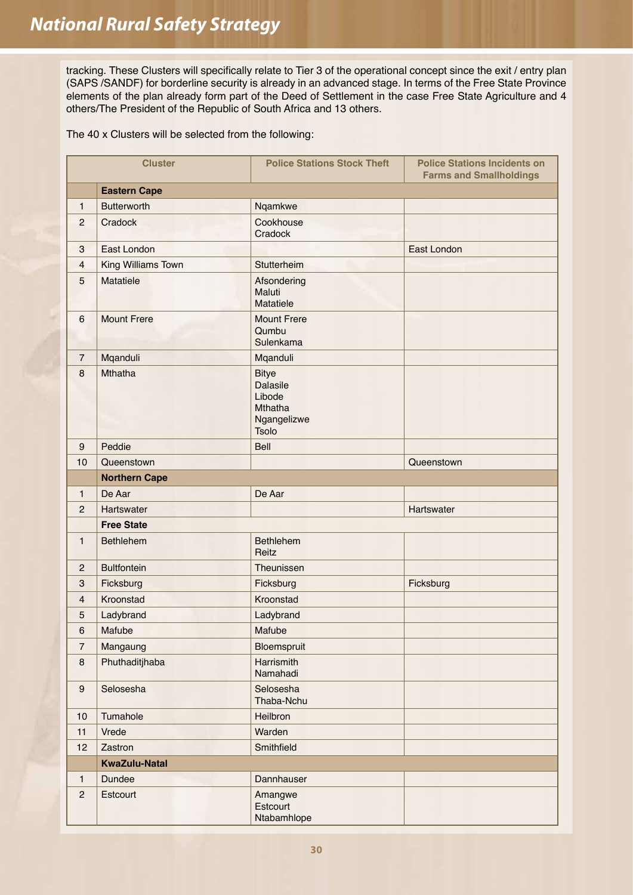tracking. These Clusters will specifically relate to Tier 3 of the operational concept since the exit / entry plan (SAPS /SANDF) for borderline security is already in an advanced stage. In terms of the Free State Province elements of the plan already form part of the Deed of Settlement in the case Free State Agriculture and 4 others/The President of the Republic of South Africa and 13 others.

The 40 x Clusters will be selected from the following:

| Cluster | | Police Stations Stock Theft | Police Stations Incidents on Farms and Smallholdings |
|---|---|---|---|
| | **Eastern Cape** | | |
| 1 | Butterworth | Nqamkwe | |
| 2 | Cradock | Cookhouse<br>Cradock | |
| 3 | East London | | East London |
| 4 | King Williams Town | Stutterheim | |
| 5 | Matatiele | Afsondering<br>Maluti<br>Matatiele | |
| 6 | Mount Frere | Mount Frere<br>Qumbu<br>Sulenkama | |
| 7 | Mqanduli | Mqanduli | |
| 8 | Mthatha | Bitye<br>Dalasile<br>Libode<br>Mthatha<br>Ngangelizwe<br>Tsolo | |
| 9 | Peddie | Bell | |
| 10 | Queenstown | | Queenstown |
| | **Northern Cape** | | |
| 1 | De Aar | De Aar | |
| 2 | Hartswater | | Hartswater |
| | **Free State** | | |
| 1 | Bethlehem | Bethlehem<br>Reitz | |
| 2 | Bultfontein | Theunissen | |
| 3 | Ficksburg | Ficksburg | Ficksburg |
| 4 | Kroonstad | Kroonstad | |
| 5 | Ladybrand | Ladybrand | |
| 6 | Mafube | Mafube | |
| 7 | Mangaung | Bloemspruit | |
| 8 | Phuthaditjhaba | Harrismith<br>Namahadi | |
| 9 | Selosesha | Selosesha<br>Thaba-Nchu | |
| 10 | Tumahole | Heilbron | |
| 11 | Vrede | Warden | |
| 12 | Zastron | Smithfield | |
| | **KwaZulu-Natal** | | |
| 1 | Dundee | Dannhauser | |
| 2 | Estcourt | Amangwe<br>Estcourt<br>Ntabamhlope | |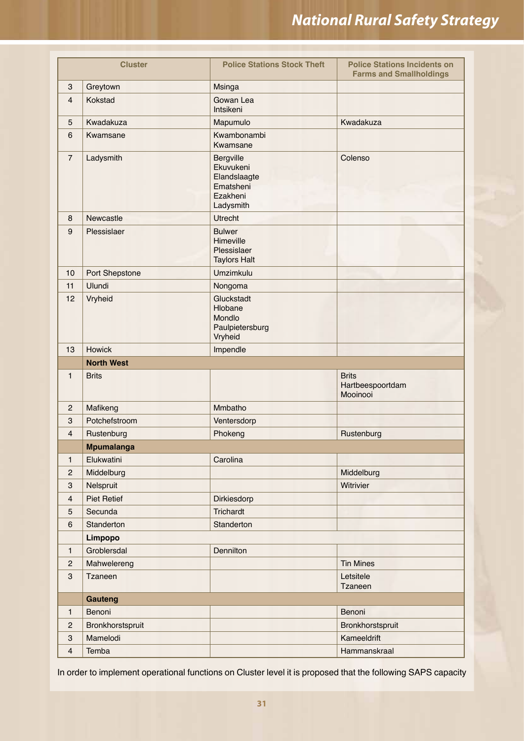| | Cluster | Police Stations Stock Theft | Police Stations Incidents on Farms and Smallholdings |
|---|---|---|---|
| 3 | Greytown | Msinga | |
| 4 | Kokstad | Gowan Lea<br>Intsikeni | |
| 5 | Kwadakuza | Mapumulo | Kwadakuza |
| 6 | Kwamsane | Kwambonambi<br>Kwamsane | |
| 7 | Ladysmith | Bergville<br>Ekuvukeni<br>Elandslaagte<br>Ematsheni<br>Ezakheni<br>Ladysmith | Colenso |
| 8 | Newcastle | Utrecht | |
| 9 | Plessislaer | Bulwer<br>Himeville<br>Plessislaer<br>Taylors Halt | |
| 10 | Port Shepstone | Umzimkulu | |
| 11 | Ulundi | Nongoma | |
| 12 | Vryheid | Gluckstadt<br>Hlobane<br>Mondlo<br>Paulpietersburg<br>Vryheid | |
| 13 | Howick | Impendle | |
| | **North West** | | |
| 1 | Brits | | Brits<br>Hartbeespoortdam<br>Mooinooi |
| 2 | Mafikeng | Mmbatho | |
| 3 | Potchefstroom | Ventersdorp | |
| 4 | Rustenburg | Phokeng | Rustenburg |
| | **Mpumalanga** | | |
| 1 | Elukwatini | Carolina | |
| 2 | Middelburg | | Middelburg |
| 3 | Nelspruit | | Witrivier |
| 4 | Piet Retief | Dirkiesdorp | |
| 5 | Secunda | Trichardt | |
| 6 | Standerton | Standerton | |
| | **Limpopo** | | |
| 1 | Groblersdal | Dennilton | |
| 2 | Mahwelereng | | Tin Mines |
| 3 | Tzaneen | | Letsitele<br>Tzaneen |
| | **Gauteng** | | |
| 1 | Benoni | | Benoni |
| 2 | Bronkhorstspruit | | Bronkhorstspruit |
| 3 | Mamelodi | | Kameeldrift |
| 4 | Temba | | Hammanskraal |

In order to implement operational functions on Cluster level it is proposed that the following SAPS capacity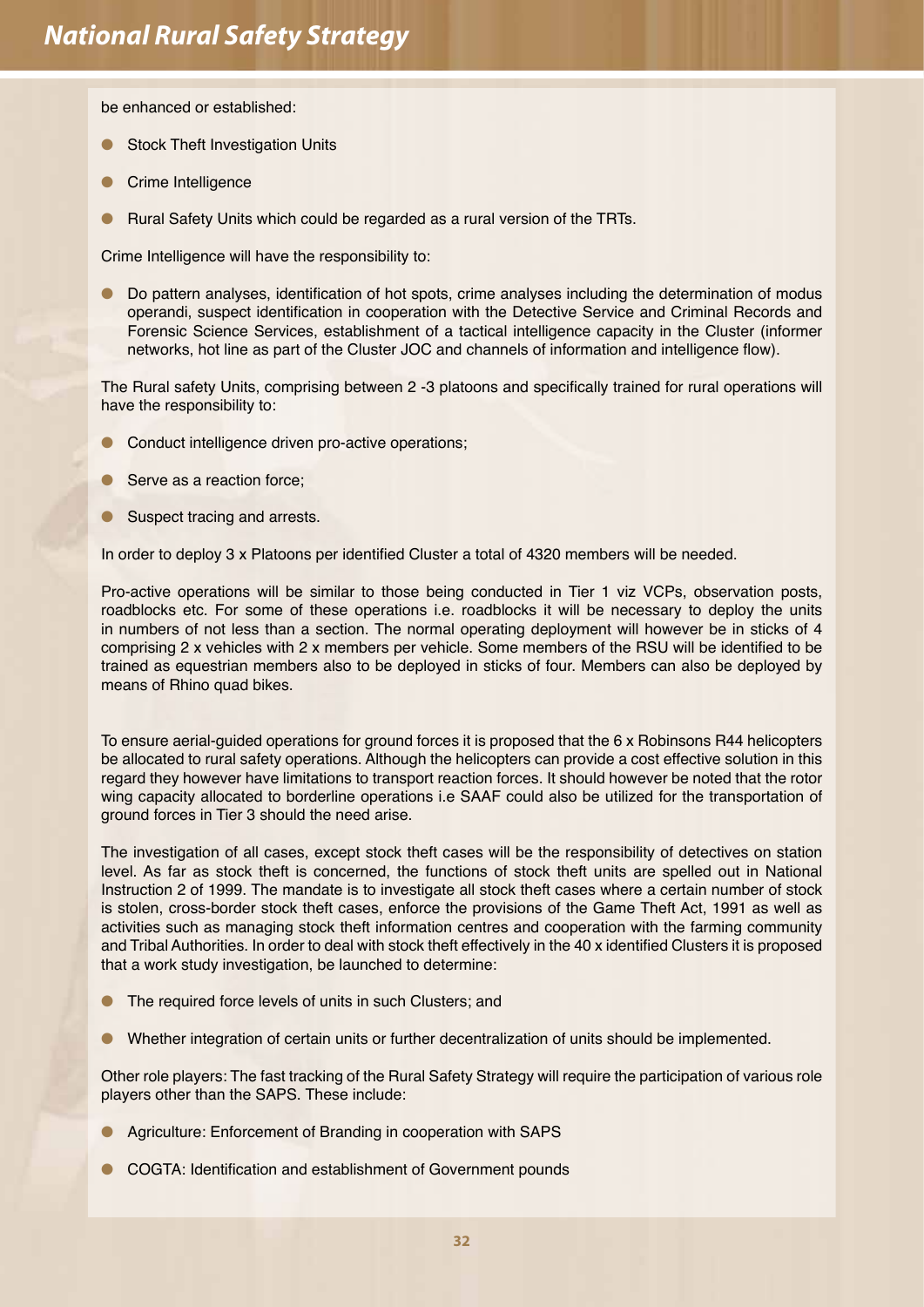be enhanced or established:

- Stock Theft Investigation Units
- Crime Intelligence
- Rural Safety Units which could be regarded as a rural version of the TRTs.

Crime Intelligence will have the responsibility to:

- Do pattern analyses, identification of hot spots, crime analyses including the determination of modus operandi, suspect identification in cooperation with the Detective Service and Criminal Records and Forensic Science Services, establishment of a tactical intelligence capacity in the Cluster (informer networks, hot line as part of the Cluster JOC and channels of information and intelligence flow).

The Rural safety Units, comprising between 2 -3 platoons and specifically trained for rural operations will have the responsibility to:

- Conduct intelligence driven pro-active operations;
- Serve as a reaction force;
- Suspect tracing and arrests.

In order to deploy 3 x Platoons per identified Cluster a total of 4320 members will be needed.

Pro-active operations will be similar to those being conducted in Tier 1 viz VCPs, observation posts, roadblocks etc. For some of these operations i.e. roadblocks it will be necessary to deploy the units in numbers of not less than a section. The normal operating deployment will however be in sticks of 4 comprising 2 x vehicles with 2 x members per vehicle. Some members of the RSU will be identified to be trained as equestrian members also to be deployed in sticks of four. Members can also be deployed by means of Rhino quad bikes.

To ensure aerial-guided operations for ground forces it is proposed that the 6 x Robinsons R44 helicopters be allocated to rural safety operations. Although the helicopters can provide a cost effective solution in this regard they however have limitations to transport reaction forces. It should however be noted that the rotor wing capacity allocated to borderline operations i.e SAAF could also be utilized for the transportation of ground forces in Tier 3 should the need arise.

The investigation of all cases, except stock theft cases will be the responsibility of detectives on station level. As far as stock theft is concerned, the functions of stock theft units are spelled out in National Instruction 2 of 1999. The mandate is to investigate all stock theft cases where a certain number of stock is stolen, cross-border stock theft cases, enforce the provisions of the Game Theft Act, 1991 as well as activities such as managing stock theft information centres and cooperation with the farming community and Tribal Authorities. In order to deal with stock theft effectively in the 40 x identified Clusters it is proposed that a work study investigation, be launched to determine:

- The required force levels of units in such Clusters; and
- Whether integration of certain units or further decentralization of units should be implemented.

Other role players: The fast tracking of the Rural Safety Strategy will require the participation of various role players other than the SAPS. These include:

- Agriculture: Enforcement of Branding in cooperation with SAPS
- COGTA: Identification and establishment of Government pounds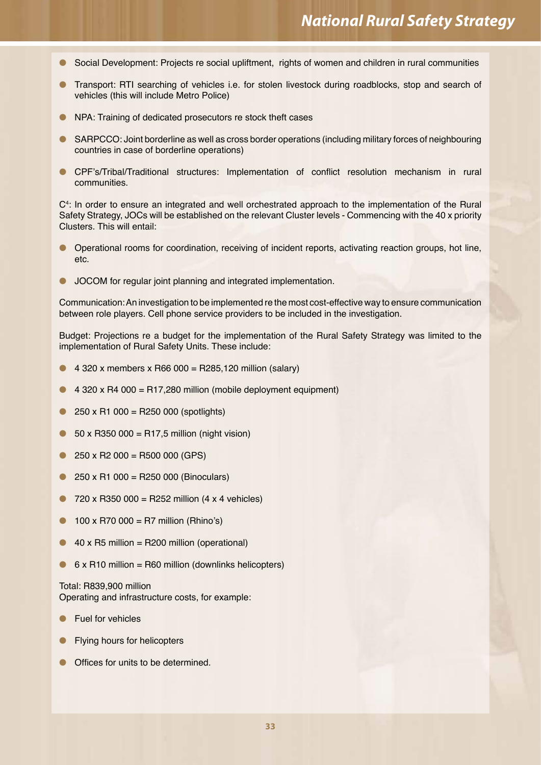- Social Development: Projects re social upliftment, rights of women and children in rural communities
- Transport: RTI searching of vehicles i.e. for stolen livestock during roadblocks, stop and search of vehicles (this will include Metro Police)
- NPA: Training of dedicated prosecutors re stock theft cases
- SARPCCO: Joint borderline as well as cross border operations (including military forces of neighbouring countries in case of borderline operations)
- CPF's/Tribal/Traditional structures: Implementation of conflict resolution mechanism in rural communities.

$C^4$: In order to ensure an integrated and well orchestrated approach to the implementation of the Rural Safety Strategy, JOCs will be established on the relevant Cluster levels - Commencing with the 40 x priority Clusters. This will entail:

- Operational rooms for coordination, receiving of incident reports, activating reaction groups, hot line, etc.
- JOCOM for regular joint planning and integrated implementation.

Communication: An investigation to be implemented re the most cost-effective way to ensure communication between role players. Cell phone service providers to be included in the investigation.

Budget: Projections re a budget for the implementation of the Rural Safety Strategy was limited to the implementation of Rural Safety Units. These include:

- 4 320 x members x R66 000 = R285,120 million (salary)
- 4 320 x R4 000 = R17,280 million (mobile deployment equipment)
- 250 x R1 000 = R250 000 (spotlights)
- 50 x R350 000 = R17,5 million (night vision)
- 250 x R2 000 = R500 000 (GPS)
- 250 x R1 000 = R250 000 (Binoculars)
- 720 x R350 000 = R252 million (4 x 4 vehicles)
- 100 x R70 000 = R7 million (Rhino's)
- 40 x R5 million = R200 million (operational)
- 6 x R10 million = R60 million (downlinks helicopters)

Total: R839,900 million
Operating and infrastructure costs, for example:

- Fuel for vehicles
- Flying hours for helicopters
- Offices for units to be determined.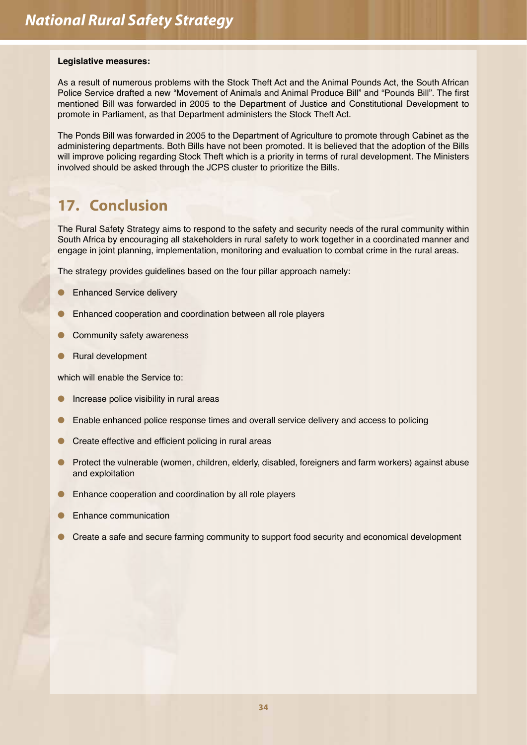**Legislative measures:**

As a result of numerous problems with the Stock Theft Act and the Animal Pounds Act, the South African Police Service drafted a new "Movement of Animals and Animal Produce Bill" and "Pounds Bill". The first mentioned Bill was forwarded in 2005 to the Department of Justice and Constitutional Development to promote in Parliament, as that Department administers the Stock Theft Act.

The Ponds Bill was forwarded in 2005 to the Department of Agriculture to promote through Cabinet as the administering departments. Both Bills have not been promoted. It is believed that the adoption of the Bills will improve policing regarding Stock Theft which is a priority in terms of rural development. The Ministers involved should be asked through the JCPS cluster to prioritize the Bills.

## 17. Conclusion

The Rural Safety Strategy aims to respond to the safety and security needs of the rural community within South Africa by encouraging all stakeholders in rural safety to work together in a coordinated manner and engage in joint planning, implementation, monitoring and evaluation to combat crime in the rural areas.

The strategy provides guidelines based on the four pillar approach namely:

- Enhanced Service delivery
- Enhanced cooperation and coordination between all role players
- Community safety awareness
- Rural development

which will enable the Service to:

- Increase police visibility in rural areas
- Enable enhanced police response times and overall service delivery and access to policing
- Create effective and efficient policing in rural areas
- Protect the vulnerable (women, children, elderly, disabled, foreigners and farm workers) against abuse and exploitation
- Enhance cooperation and coordination by all role players
- Enhance communication
- Create a safe and secure farming community to support food security and economical development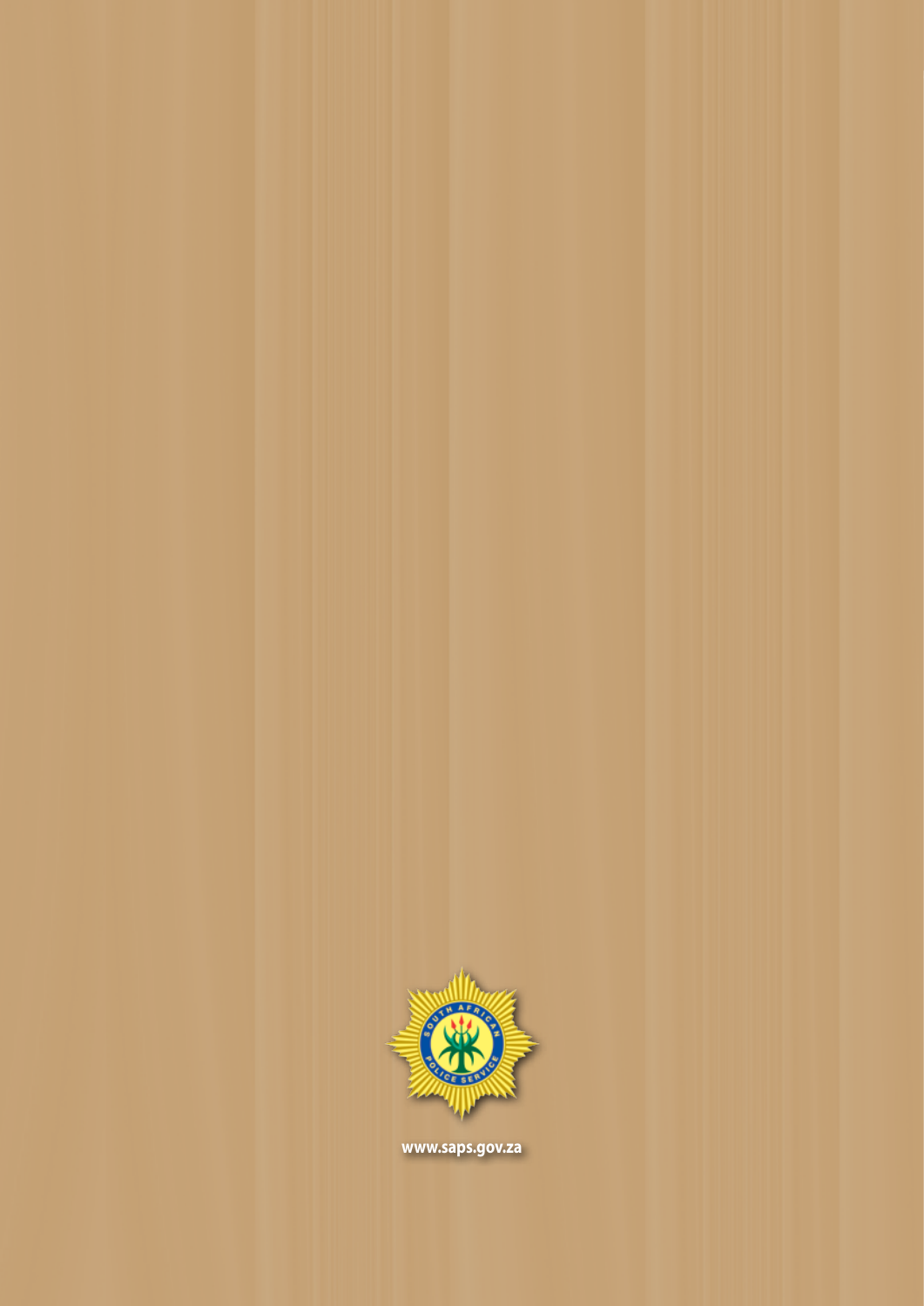www.saps.gov.za